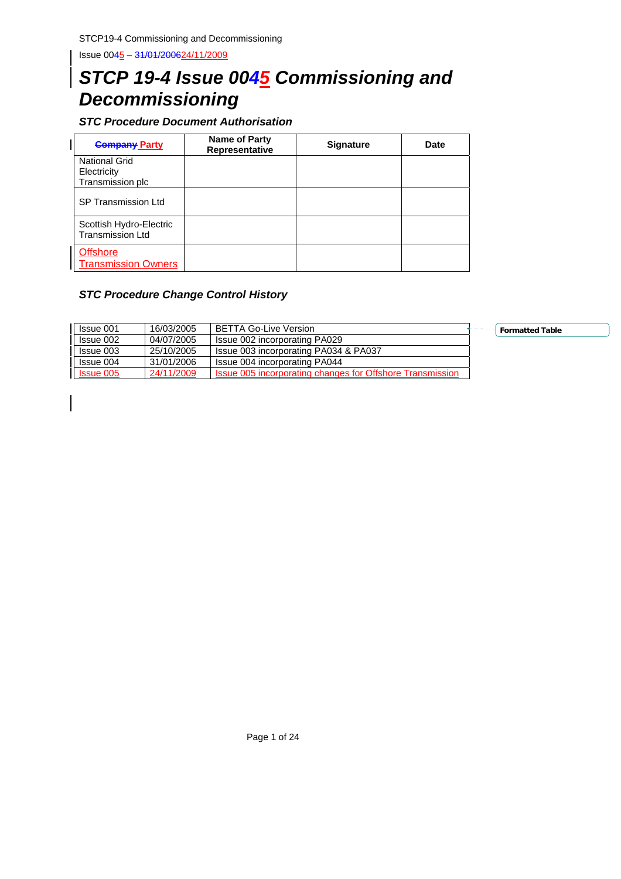STCP19-4 Commissioning and Decommissioning

Issue 0045 – 31/01/200624/11/2009

# STCP 19-4 Issue 0045 Commissioning and Decommissioning

### STC Procedure Document Authorisation

| Company Party | Name of Party Representative | Signature | Date |
|---|---|---|---|
| National Grid Electricity Transmission plc | | | |
| SP Transmission Ltd | | | |
| Scottish Hydro-Electric Transmission Ltd | | | |
| Offshore Transmission Owners | | | |

### STC Procedure Change Control History

| | | |
|---|---|---|
| Issue 001 | 16/03/2005 | BETTA Go-Live Version |
| Issue 002 | 04/07/2005 | Issue 002 incorporating PA029 |
| Issue 003 | 25/10/2005 | Issue 003 incorporating PA034 & PA037 |
| Issue 004 | 31/01/2006 | Issue 004 incorporating PA044 |
| Issue 005 | 24/11/2009 | Issue 005 incorporating changes for Offshore Transmission |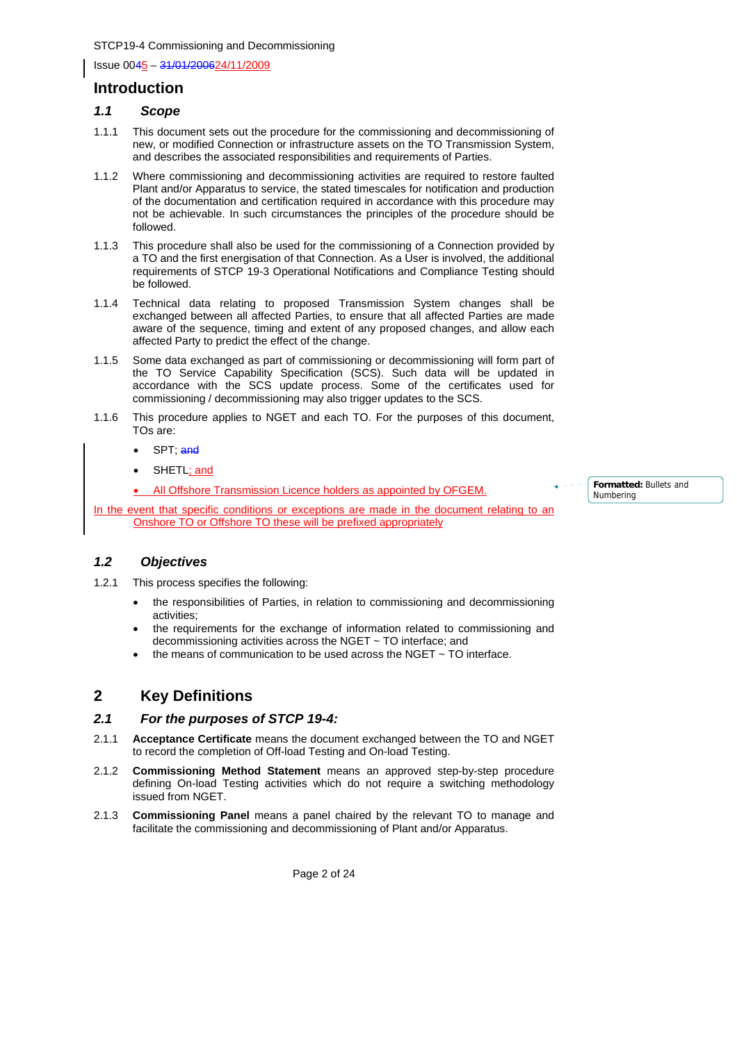# Introduction

## 1.1 Scope

1.1.1 This document sets out the procedure for the commissioning and decommissioning of new, or modified Connection or infrastructure assets on the TO Transmission System, and describes the associated responsibilities and requirements of Parties.

1.1.2 Where commissioning and decommissioning activities are required to restore faulted Plant and/or Apparatus to service, the stated timescales for notification and production of the documentation and certification required in accordance with this procedure may not be achievable. In such circumstances the principles of the procedure should be followed.

1.1.3 This procedure shall also be used for the commissioning of a Connection provided by a TO and the first energisation of that Connection. As a User is involved, the additional requirements of STCP 19-3 Operational Notifications and Compliance Testing should be followed.

1.1.4 Technical data relating to proposed Transmission System changes shall be exchanged between all affected Parties, to ensure that all affected Parties are made aware of the sequence, timing and extent of any proposed changes, and allow each affected Party to predict the effect of the change.

1.1.5 Some data exchanged as part of commissioning or decommissioning will form part of the TO Service Capability Specification (SCS). Such data will be updated in accordance with the SCS update process. Some of the certificates used for commissioning / decommissioning may also trigger updates to the SCS.

1.1.6 This procedure applies to NGET and each TO. For the purposes of this document, TOs are:

- SPT; ~~and~~
- SHETL; and
- All Offshore Transmission Licence holders as appointed by OFGEM.

In the event that specific conditions or exceptions are made in the document relating to an Onshore TO or Offshore TO these will be prefixed appropriately

## 1.2 Objectives

1.2.1 This process specifies the following:

- the responsibilities of Parties, in relation to commissioning and decommissioning activities;
- the requirements for the exchange of information related to commissioning and decommissioning activities across the NGET ~ TO interface; and
- the means of communication to be used across the NGET ~ TO interface.

# 2 Key Definitions

## 2.1 For the purposes of STCP 19-4:

2.1.1 **Acceptance Certificate** means the document exchanged between the TO and NGET to record the completion of Off-load Testing and On-load Testing.

2.1.2 **Commissioning Method Statement** means an approved step-by-step procedure defining On-load Testing activities which do not require a switching methodology issued from NGET.

2.1.3 **Commissioning Panel** means a panel chaired by the relevant TO to manage and facilitate the commissioning and decommissioning of Plant and/or Apparatus.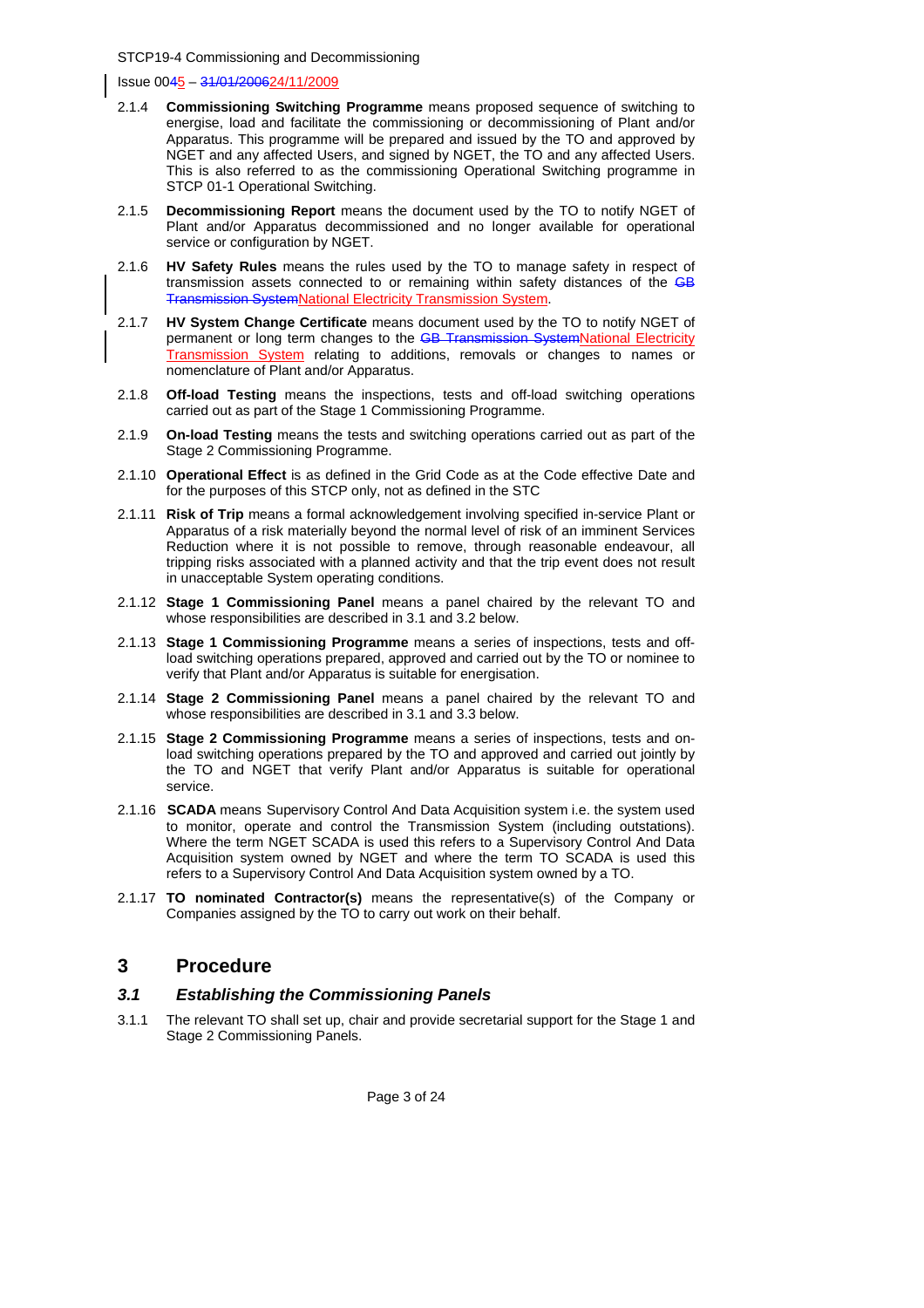2.1.4 **Commissioning Switching Programme** means proposed sequence of switching to energise, load and facilitate the commissioning or decommissioning of Plant and/or Apparatus. This programme will be prepared and issued by the TO and approved by NGET and any affected Users, and signed by NGET, the TO and any affected Users. This is also referred to as the commissioning Operational Switching programme in STCP 01-1 Operational Switching.

2.1.5 **Decommissioning Report** means the document used by the TO to notify NGET of Plant and/or Apparatus decommissioned and no longer available for operational service or configuration by NGET.

2.1.6 **HV Safety Rules** means the rules used by the TO to manage safety in respect of transmission assets connected to or remaining within safety distances of the ~~GB Transmission System~~National Electricity Transmission System.

2.1.7 **HV System Change Certificate** means document used by the TO to notify NGET of permanent or long term changes to the ~~GB Transmission System~~National Electricity Transmission System relating to additions, removals or changes to names or nomenclature of Plant and/or Apparatus.

2.1.8 **Off-load Testing** means the inspections, tests and off-load switching operations carried out as part of the Stage 1 Commissioning Programme.

2.1.9 **On-load Testing** means the tests and switching operations carried out as part of the Stage 2 Commissioning Programme.

2.1.10 **Operational Effect** is as defined in the Grid Code as at the Code effective Date and for the purposes of this STCP only, not as defined in the STC

2.1.11 **Risk of Trip** means a formal acknowledgement involving specified in-service Plant or Apparatus of a risk materially beyond the normal level of risk of an imminent Services Reduction where it is not possible to remove, through reasonable endeavour, all tripping risks associated with a planned activity and that the trip event does not result in unacceptable System operating conditions.

2.1.12 **Stage 1 Commissioning Panel** means a panel chaired by the relevant TO and whose responsibilities are described in 3.1 and 3.2 below.

2.1.13 **Stage 1 Commissioning Programme** means a series of inspections, tests and off-load switching operations prepared, approved and carried out by the TO or nominee to verify that Plant and/or Apparatus is suitable for energisation.

2.1.14 **Stage 2 Commissioning Panel** means a panel chaired by the relevant TO and whose responsibilities are described in 3.1 and 3.3 below.

2.1.15 **Stage 2 Commissioning Programme** means a series of inspections, tests and on-load switching operations prepared by the TO and approved and carried out jointly by the TO and NGET that verify Plant and/or Apparatus is suitable for operational service.

2.1.16 **SCADA** means Supervisory Control And Data Acquisition system i.e. the system used to monitor, operate and control the Transmission System (including outstations). Where the term NGET SCADA is used this refers to a Supervisory Control And Data Acquisition system owned by NGET and where the term TO SCADA is used this refers to a Supervisory Control And Data Acquisition system owned by a TO.

2.1.17 **TO nominated Contractor(s)** means the representative(s) of the Company or Companies assigned by the TO to carry out work on their behalf.

# 3 Procedure

## *3.1 Establishing the Commissioning Panels*

3.1.1 The relevant TO shall set up, chair and provide secretarial support for the Stage 1 and Stage 2 Commissioning Panels.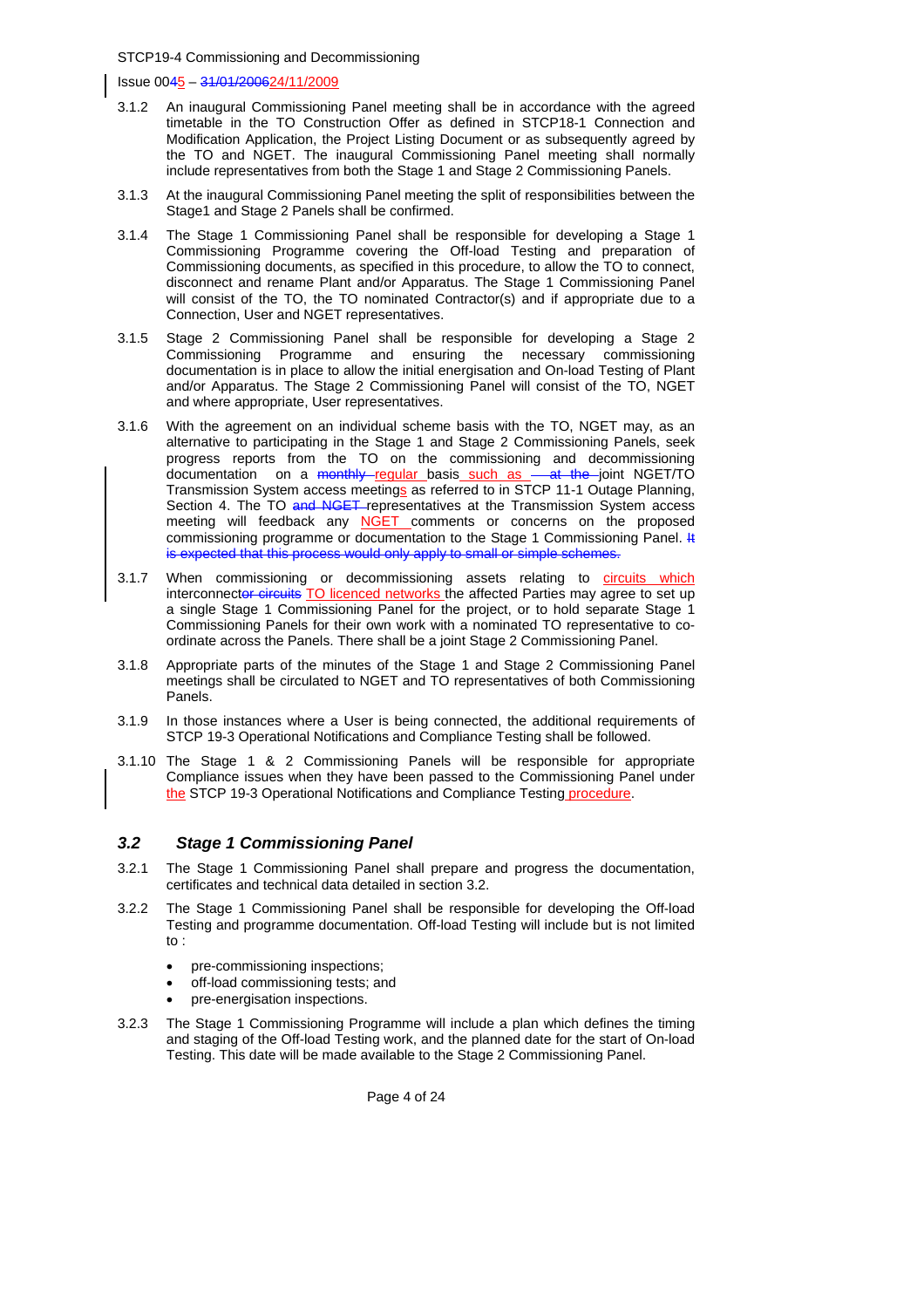3.1.2 An inaugural Commissioning Panel meeting shall be in accordance with the agreed timetable in the TO Construction Offer as defined in STCP18-1 Connection and Modification Application, the Project Listing Document or as subsequently agreed by the TO and NGET. The inaugural Commissioning Panel meeting shall normally include representatives from both the Stage 1 and Stage 2 Commissioning Panels.

3.1.3 At the inaugural Commissioning Panel meeting the split of responsibilities between the Stage1 and Stage 2 Panels shall be confirmed.

3.1.4 The Stage 1 Commissioning Panel shall be responsible for developing a Stage 1 Commissioning Programme covering the Off-load Testing and preparation of Commissioning documents, as specified in this procedure, to allow the TO to connect, disconnect and rename Plant and/or Apparatus. The Stage 1 Commissioning Panel will consist of the TO, the TO nominated Contractor(s) and if appropriate due to a Connection, User and NGET representatives.

3.1.5 Stage 2 Commissioning Panel shall be responsible for developing a Stage 2 Commissioning Programme and ensuring the necessary commissioning documentation is in place to allow the initial energisation and On-load Testing of Plant and/or Apparatus. The Stage 2 Commissioning Panel will consist of the TO, NGET and where appropriate, User representatives.

3.1.6 With the agreement on an individual scheme basis with the TO, NGET may, as an alternative to participating in the Stage 1 and Stage 2 Commissioning Panels, seek progress reports from the TO on the commissioning and decommissioning documentation on a ~~monthly~~ regular basis such as ~~at the~~ joint NGET/TO Transmission System access meetings as referred to in STCP 11-1 Outage Planning, Section 4. The TO ~~and NGET~~ representatives at the Transmission System access meeting will feedback any NGET comments or concerns on the proposed commissioning programme or documentation to the Stage 1 Commissioning Panel. ~~It is expected that this process would only apply to small or simple schemes.~~

3.1.7 When commissioning or decommissioning assets relating to circuits which interconnect~~or circuits~~ TO licenced networks the affected Parties may agree to set up a single Stage 1 Commissioning Panel for the project, or to hold separate Stage 1 Commissioning Panels for their own work with a nominated TO representative to co-ordinate across the Panels. There shall be a joint Stage 2 Commissioning Panel.

3.1.8 Appropriate parts of the minutes of the Stage 1 and Stage 2 Commissioning Panel meetings shall be circulated to NGET and TO representatives of both Commissioning Panels.

3.1.9 In those instances where a User is being connected, the additional requirements of STCP 19-3 Operational Notifications and Compliance Testing shall be followed.

3.1.10 The Stage 1 & 2 Commissioning Panels will be responsible for appropriate Compliance issues when they have been passed to the Commissioning Panel under the STCP 19-3 Operational Notifications and Compliance Testing procedure.

## 3.2 Stage 1 Commissioning Panel

3.2.1 The Stage 1 Commissioning Panel shall prepare and progress the documentation, certificates and technical data detailed in section 3.2.

3.2.2 The Stage 1 Commissioning Panel shall be responsible for developing the Off-load Testing and programme documentation. Off-load Testing will include but is not limited to :

- pre-commissioning inspections;
- off-load commissioning tests; and
- pre-energisation inspections.

3.2.3 The Stage 1 Commissioning Programme will include a plan which defines the timing and staging of the Off-load Testing work, and the planned date for the start of On-load Testing. This date will be made available to the Stage 2 Commissioning Panel.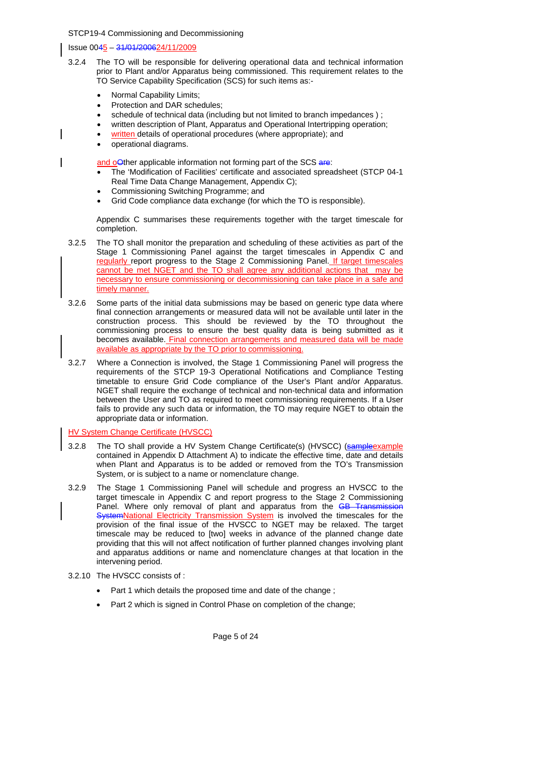3.2.4 The TO will be responsible for delivering operational data and technical information prior to Plant and/or Apparatus being commissioned. This requirement relates to the TO Service Capability Specification (SCS) for such items as:-

- Normal Capability Limits;
- Protection and DAR schedules;
- schedule of technical data (including but not limited to branch impedances ) ;
- written description of Plant, Apparatus and Operational Intertripping operation;
- written details of operational procedures (where appropriate); and
- operational diagrams.

and oOther applicable information not forming part of the SCS are:

- The 'Modification of Facilities' certificate and associated spreadsheet (STCP 04-1 Real Time Data Change Management, Appendix C);
- Commissioning Switching Programme; and
- Grid Code compliance data exchange (for which the TO is responsible).

Appendix C summarises these requirements together with the target timescale for completion.

3.2.5 The TO shall monitor the preparation and scheduling of these activities as part of the Stage 1 Commissioning Panel against the target timescales in Appendix C and regularly report progress to the Stage 2 Commissioning Panel. If target timescales cannot be met NGET and the TO shall agree any additional actions that may be necessary to ensure commissioning or decommissioning can take place in a safe and timely manner.

3.2.6 Some parts of the initial data submissions may be based on generic type data where final connection arrangements or measured data will not be available until later in the construction process. This should be reviewed by the TO throughout the commissioning process to ensure the best quality data is being submitted as it becomes available. Final connection arrangements and measured data will be made available as appropriate by the TO prior to commissioning.

3.2.7 Where a Connection is involved, the Stage 1 Commissioning Panel will progress the requirements of the STCP 19-3 Operational Notifications and Compliance Testing timetable to ensure Grid Code compliance of the User's Plant and/or Apparatus. NGET shall require the exchange of technical and non-technical data and information between the User and TO as required to meet commissioning requirements. If a User fails to provide any such data or information, the TO may require NGET to obtain the appropriate data or information.

HV System Change Certificate (HVSCC)

3.2.8 The TO shall provide a HV System Change Certificate(s) (HVSCC) (sampleexample contained in Appendix D Attachment A) to indicate the effective time, date and details when Plant and Apparatus is to be added or removed from the TO's Transmission System, or is subject to a name or nomenclature change.

3.2.9 The Stage 1 Commissioning Panel will schedule and progress an HVSCC to the target timescale in Appendix C and report progress to the Stage 2 Commissioning Panel. Where only removal of plant and apparatus from the GB Transmission SystemNational Electricity Transmission System is involved the timescales for the provision of the final issue of the HVSCC to NGET may be relaxed. The target timescale may be reduced to [two] weeks in advance of the planned change date providing that this will not affect notification of further planned changes involving plant and apparatus additions or name and nomenclature changes at that location in the intervening period.

3.2.10 The HVSCC consists of :

- Part 1 which details the proposed time and date of the change ;
- Part 2 which is signed in Control Phase on completion of the change;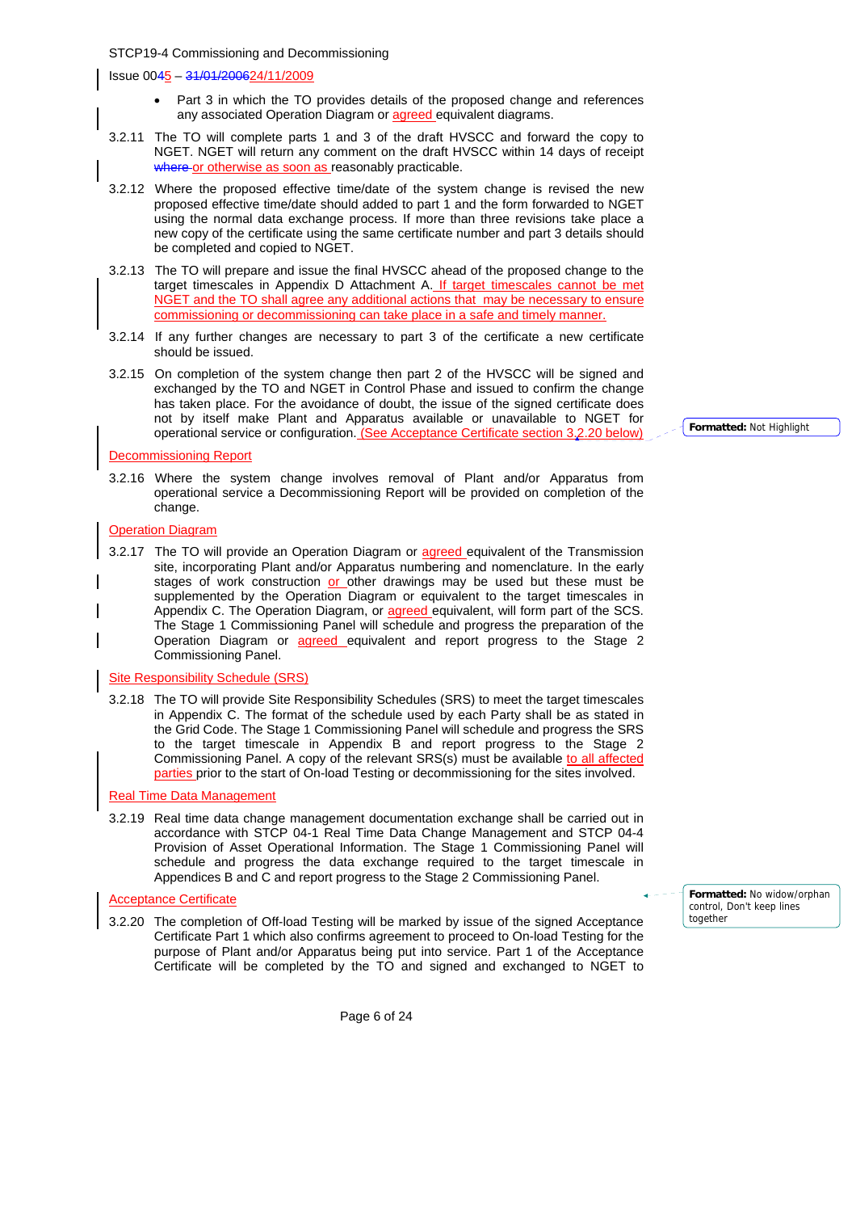- Part 3 in which the TO provides details of the proposed change and references any associated Operation Diagram or agreed equivalent diagrams.

3.2.11 The TO will complete parts 1 and 3 of the draft HVSCC and forward the copy to NGET. NGET will return any comment on the draft HVSCC within 14 days of receipt ~~where~~ or otherwise as soon as reasonably practicable.

3.2.12 Where the proposed effective time/date of the system change is revised the new proposed effective time/date should added to part 1 and the form forwarded to NGET using the normal data exchange process. If more than three revisions take place a new copy of the certificate using the same certificate number and part 3 details should be completed and copied to NGET.

3.2.13 The TO will prepare and issue the final HVSCC ahead of the proposed change to the target timescales in Appendix D Attachment A. If target timescales cannot be met NGET and the TO shall agree any additional actions that may be necessary to ensure commissioning or decommissioning can take place in a safe and timely manner.

3.2.14 If any further changes are necessary to part 3 of the certificate a new certificate should be issued.

3.2.15 On completion of the system change then part 2 of the HVSCC will be signed and exchanged by the TO and NGET in Control Phase and issued to confirm the change has taken place. For the avoidance of doubt, the issue of the signed certificate does not by itself make Plant and Apparatus available or unavailable to NGET for operational service or configuration. (See Acceptance Certificate section 3.2.20 below)

### Decommissioning Report

3.2.16 Where the system change involves removal of Plant and/or Apparatus from operational service a Decommissioning Report will be provided on completion of the change.

### Operation Diagram

3.2.17 The TO will provide an Operation Diagram or agreed equivalent of the Transmission site, incorporating Plant and/or Apparatus numbering and nomenclature. In the early stages of work construction or other drawings may be used but these must be supplemented by the Operation Diagram or equivalent to the target timescales in Appendix C. The Operation Diagram, or agreed equivalent, will form part of the SCS. The Stage 1 Commissioning Panel will schedule and progress the preparation of the Operation Diagram or agreed equivalent and report progress to the Stage 2 Commissioning Panel.

### Site Responsibility Schedule (SRS)

3.2.18 The TO will provide Site Responsibility Schedules (SRS) to meet the target timescales in Appendix C. The format of the schedule used by each Party shall be as stated in the Grid Code. The Stage 1 Commissioning Panel will schedule and progress the SRS to the target timescale in Appendix B and report progress to the Stage 2 Commissioning Panel. A copy of the relevant SRS(s) must be available to all affected parties prior to the start of On-load Testing or decommissioning for the sites involved.

### Real Time Data Management

3.2.19 Real time data change management documentation exchange shall be carried out in accordance with STCP 04-1 Real Time Data Change Management and STCP 04-4 Provision of Asset Operational Information. The Stage 1 Commissioning Panel will schedule and progress the data exchange required to the target timescale in Appendices B and C and report progress to the Stage 2 Commissioning Panel.

### Acceptance Certificate

3.2.20 The completion of Off-load Testing will be marked by issue of the signed Acceptance Certificate Part 1 which also confirms agreement to proceed to On-load Testing for the purpose of Plant and/or Apparatus being put into service. Part 1 of the Acceptance Certificate will be completed by the TO and signed and exchanged to NGET to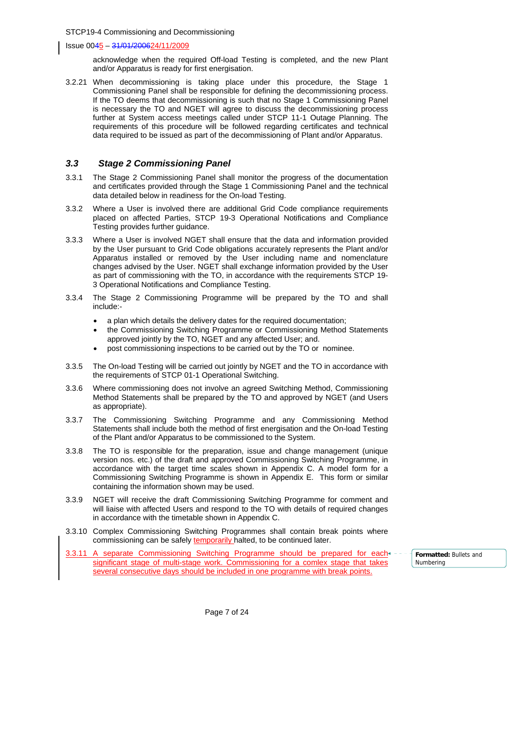acknowledge when the required Off-load Testing is completed, and the new Plant and/or Apparatus is ready for first energisation.

3.2.21 When decommissioning is taking place under this procedure, the Stage 1 Commissioning Panel shall be responsible for defining the decommissioning process. If the TO deems that decommissioning is such that no Stage 1 Commissioning Panel is necessary the TO and NGET will agree to discuss the decommissioning process further at System access meetings called under STCP 11-1 Outage Planning. The requirements of this procedure will be followed regarding certificates and technical data required to be issued as part of the decommissioning of Plant and/or Apparatus.

## *3.3 Stage 2 Commissioning Panel*

3.3.1 The Stage 2 Commissioning Panel shall monitor the progress of the documentation and certificates provided through the Stage 1 Commissioning Panel and the technical data detailed below in readiness for the On-load Testing.

3.3.2 Where a User is involved there are additional Grid Code compliance requirements placed on affected Parties, STCP 19-3 Operational Notifications and Compliance Testing provides further guidance.

3.3.3 Where a User is involved NGET shall ensure that the data and information provided by the User pursuant to Grid Code obligations accurately represents the Plant and/or Apparatus installed or removed by the User including name and nomenclature changes advised by the User. NGET shall exchange information provided by the User as part of commissioning with the TO, in accordance with the requirements STCP 19-3 Operational Notifications and Compliance Testing.

3.3.4 The Stage 2 Commissioning Programme will be prepared by the TO and shall include:-

- a plan which details the delivery dates for the required documentation;
- the Commissioning Switching Programme or Commissioning Method Statements approved jointly by the TO, NGET and any affected User; and.
- post commissioning inspections to be carried out by the TO or nominee.

3.3.5 The On-load Testing will be carried out jointly by NGET and the TO in accordance with the requirements of STCP 01-1 Operational Switching.

3.3.6 Where commissioning does not involve an agreed Switching Method, Commissioning Method Statements shall be prepared by the TO and approved by NGET (and Users as appropriate).

3.3.7 The Commissioning Switching Programme and any Commissioning Method Statements shall include both the method of first energisation and the On-load Testing of the Plant and/or Apparatus to be commissioned to the System.

3.3.8 The TO is responsible for the preparation, issue and change management (unique version nos. etc.) of the draft and approved Commissioning Switching Programme, in accordance with the target time scales shown in Appendix C. A model form for a Commissioning Switching Programme is shown in Appendix E. This form or similar containing the information shown may be used.

3.3.9 NGET will receive the draft Commissioning Switching Programme for comment and will liaise with affected Users and respond to the TO with details of required changes in accordance with the timetable shown in Appendix C.

3.3.10 Complex Commissioning Switching Programmes shall contain break points where commissioning can be safely temporarily halted, to be continued later.

3.3.11 A separate Commissioning Switching Programme should be prepared for each significant stage of multi-stage work. Commissioning for a comlex stage that takes several consecutive days should be included in one programme with break points.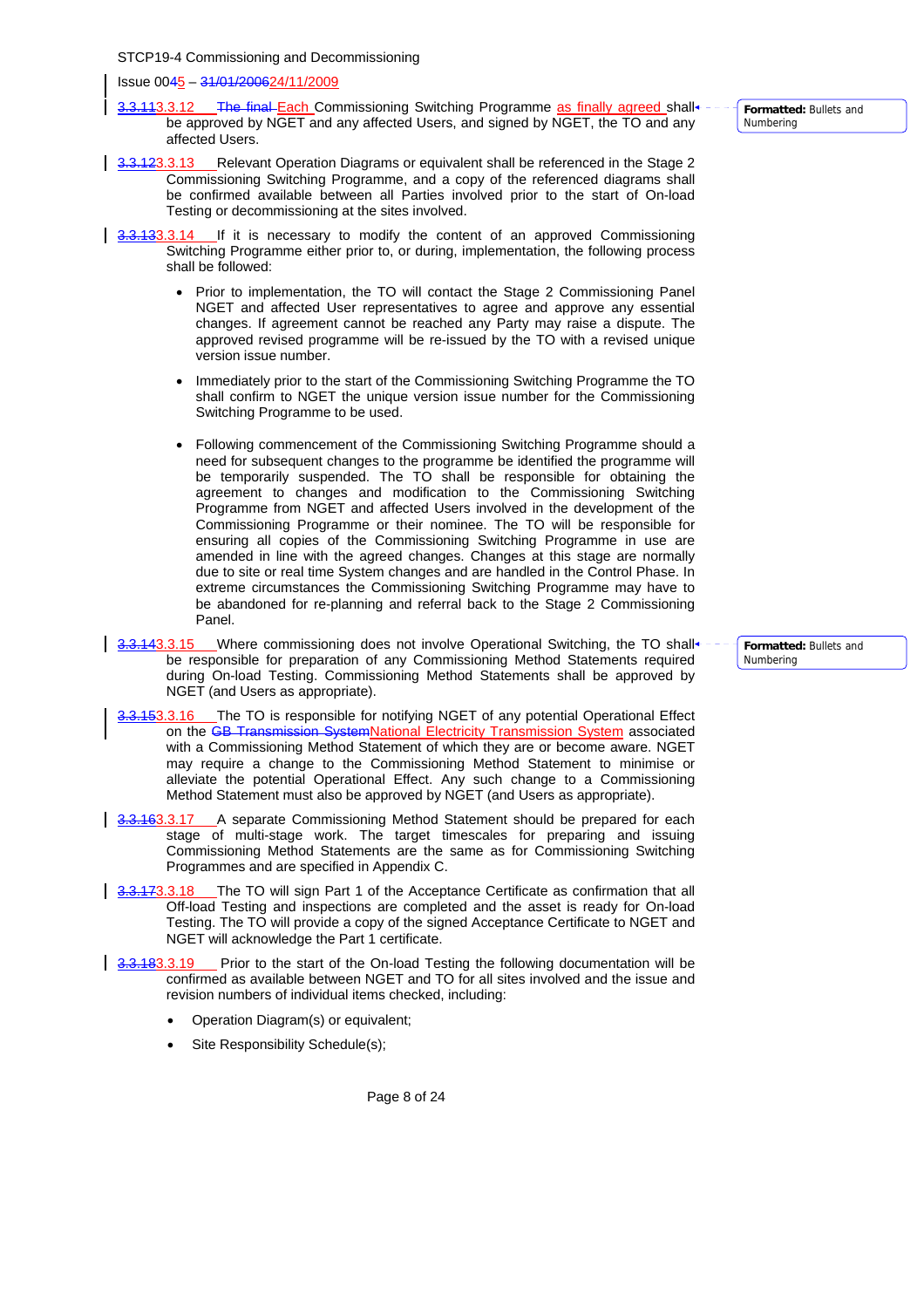3.3.113.3.12 The final Each Commissioning Switching Programme as finally agreed shall be approved by NGET and any affected Users, and signed by NGET, the TO and any affected Users.

Formatted: Bullets and Numbering

3.3.123.3.13 Relevant Operation Diagrams or equivalent shall be referenced in the Stage 2 Commissioning Switching Programme, and a copy of the referenced diagrams shall be confirmed available between all Parties involved prior to the start of On-load Testing or decommissioning at the sites involved.

3.3.133.3.14 If it is necessary to modify the content of an approved Commissioning Switching Programme either prior to, or during, implementation, the following process shall be followed:

- Prior to implementation, the TO will contact the Stage 2 Commissioning Panel NGET and affected User representatives to agree and approve any essential changes. If agreement cannot be reached any Party may raise a dispute. The approved revised programme will be re-issued by the TO with a revised unique version issue number.
- Immediately prior to the start of the Commissioning Switching Programme the TO shall confirm to NGET the unique version issue number for the Commissioning Switching Programme to be used.
- Following commencement of the Commissioning Switching Programme should a need for subsequent changes to the programme be identified the programme will be temporarily suspended. The TO shall be responsible for obtaining the agreement to changes and modification to the Commissioning Switching Programme from NGET and affected Users involved in the development of the Commissioning Programme or their nominee. The TO will be responsible for ensuring all copies of the Commissioning Switching Programme in use are amended in line with the agreed changes. Changes at this stage are normally due to site or real time System changes and are handled in the Control Phase. In extreme circumstances the Commissioning Switching Programme may have to be abandoned for re-planning and referral back to the Stage 2 Commissioning Panel.

3.3.143.3.15 Where commissioning does not involve Operational Switching, the TO shall be responsible for preparation of any Commissioning Method Statements required during On-load Testing. Commissioning Method Statements shall be approved by NGET (and Users as appropriate).

Formatted: Bullets and Numbering

3.3.153.3.16 The TO is responsible for notifying NGET of any potential Operational Effect on the GB Transmission SystemNational Electricity Transmission System associated with a Commissioning Method Statement of which they are or become aware. NGET may require a change to the Commissioning Method Statement to minimise or alleviate the potential Operational Effect. Any such change to a Commissioning Method Statement must also be approved by NGET (and Users as appropriate).

3.3.163.3.17 A separate Commissioning Method Statement should be prepared for each stage of multi-stage work. The target timescales for preparing and issuing Commissioning Method Statements are the same as for Commissioning Switching Programmes and are specified in Appendix C.

3.3.173.3.18 The TO will sign Part 1 of the Acceptance Certificate as confirmation that all Off-load Testing and inspections are completed and the asset is ready for On-load Testing. The TO will provide a copy of the signed Acceptance Certificate to NGET and NGET will acknowledge the Part 1 certificate.

3.3.183.3.19 Prior to the start of the On-load Testing the following documentation will be confirmed as available between NGET and TO for all sites involved and the issue and revision numbers of individual items checked, including:

- Operation Diagram(s) or equivalent;
- Site Responsibility Schedule(s);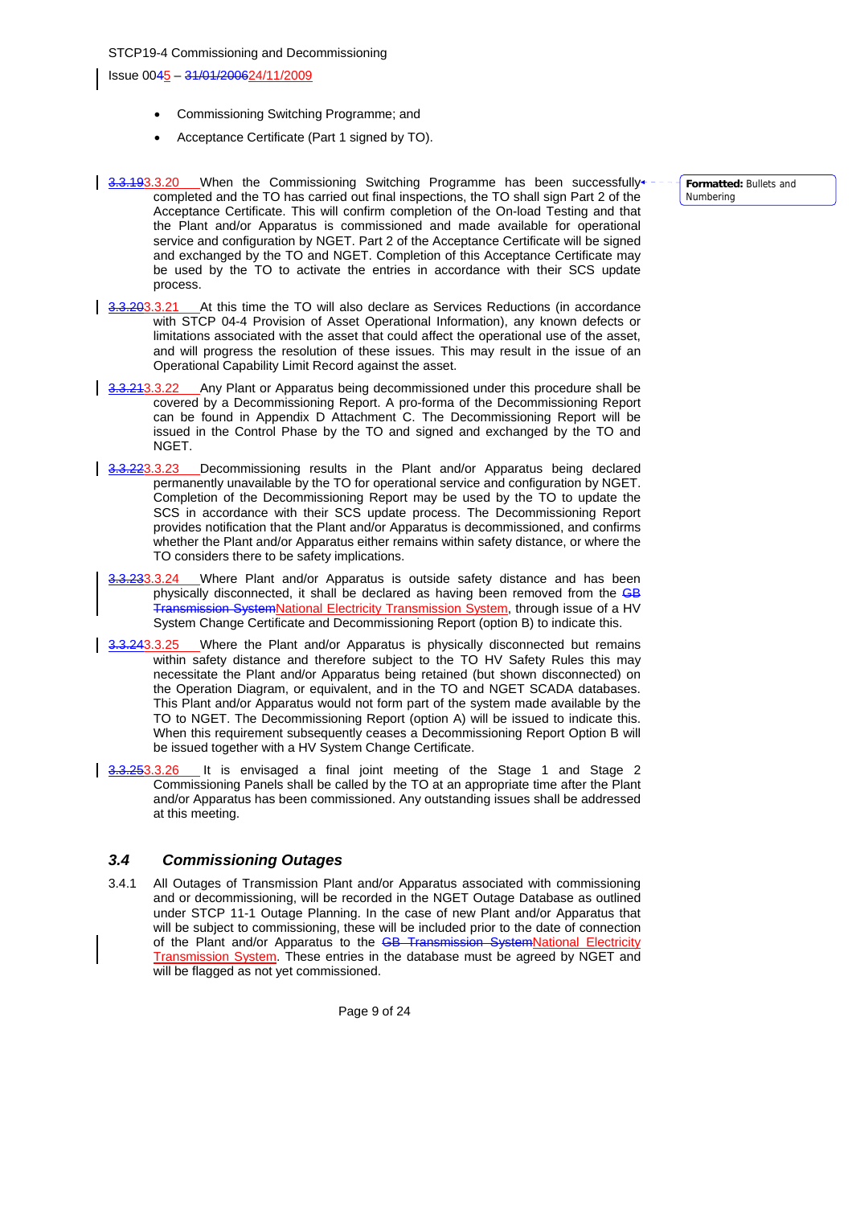- Commissioning Switching Programme; and
- Acceptance Certificate (Part 1 signed by TO).

3.3.20 When the Commissioning Switching Programme has been successfully completed and the TO has carried out final inspections, the TO shall sign Part 2 of the Acceptance Certificate. This will confirm completion of the On-load Testing and that the Plant and/or Apparatus is commissioned and made available for operational service and configuration by NGET. Part 2 of the Acceptance Certificate will be signed and exchanged by the TO and NGET. Completion of this Acceptance Certificate may be used by the TO to activate the entries in accordance with their SCS update process.

3.3.21 At this time the TO will also declare as Services Reductions (in accordance with STCP 04-4 Provision of Asset Operational Information), any known defects or limitations associated with the asset that could affect the operational use of the asset, and will progress the resolution of these issues. This may result in the issue of an Operational Capability Limit Record against the asset.

3.3.22 Any Plant or Apparatus being decommissioned under this procedure shall be covered by a Decommissioning Report. A pro-forma of the Decommissioning Report can be found in Appendix D Attachment C. The Decommissioning Report will be issued in the Control Phase by the TO and signed and exchanged by the TO and NGET.

3.3.23 Decommissioning results in the Plant and/or Apparatus being declared permanently unavailable by the TO for operational service and configuration by NGET. Completion of the Decommissioning Report may be used by the TO to update the SCS in accordance with their SCS update process. The Decommissioning Report provides notification that the Plant and/or Apparatus is decommissioned, and confirms whether the Plant and/or Apparatus either remains within safety distance, or where the TO considers there to be safety implications.

3.3.24 Where Plant and/or Apparatus is outside safety distance and has been physically disconnected, it shall be declared as having been removed from the National Electricity Transmission System, through issue of a HV System Change Certificate and Decommissioning Report (option B) to indicate this.

3.3.25 Where the Plant and/or Apparatus is physically disconnected but remains within safety distance and therefore subject to the TO HV Safety Rules this may necessitate the Plant and/or Apparatus being retained (but shown disconnected) on the Operation Diagram, or equivalent, and in the TO and NGET SCADA databases. This Plant and/or Apparatus would not form part of the system made available by the TO to NGET. The Decommissioning Report (option A) will be issued to indicate this. When this requirement subsequently ceases a Decommissioning Report Option B will be issued together with a HV System Change Certificate.

3.3.26 It is envisaged a final joint meeting of the Stage 1 and Stage 2 Commissioning Panels shall be called by the TO at an appropriate time after the Plant and/or Apparatus has been commissioned. Any outstanding issues shall be addressed at this meeting.

## *3.4 Commissioning Outages*

3.4.1 All Outages of Transmission Plant and/or Apparatus associated with commissioning and or decommissioning, will be recorded in the NGET Outage Database as outlined under STCP 11-1 Outage Planning. In the case of new Plant and/or Apparatus that will be subject to commissioning, these will be included prior to the date of connection of the Plant and/or Apparatus to the National Electricity Transmission System. These entries in the database must be agreed by NGET and will be flagged as not yet commissioned.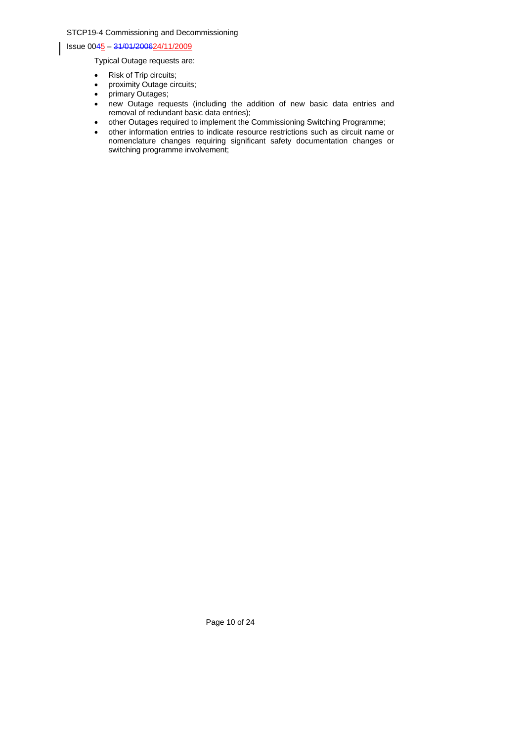Typical Outage requests are:

- Risk of Trip circuits;
- proximity Outage circuits;
- primary Outages;
- new Outage requests (including the addition of new basic data entries and removal of redundant basic data entries);
- other Outages required to implement the Commissioning Switching Programme;
- other information entries to indicate resource restrictions such as circuit name or nomenclature changes requiring significant safety documentation changes or switching programme involvement;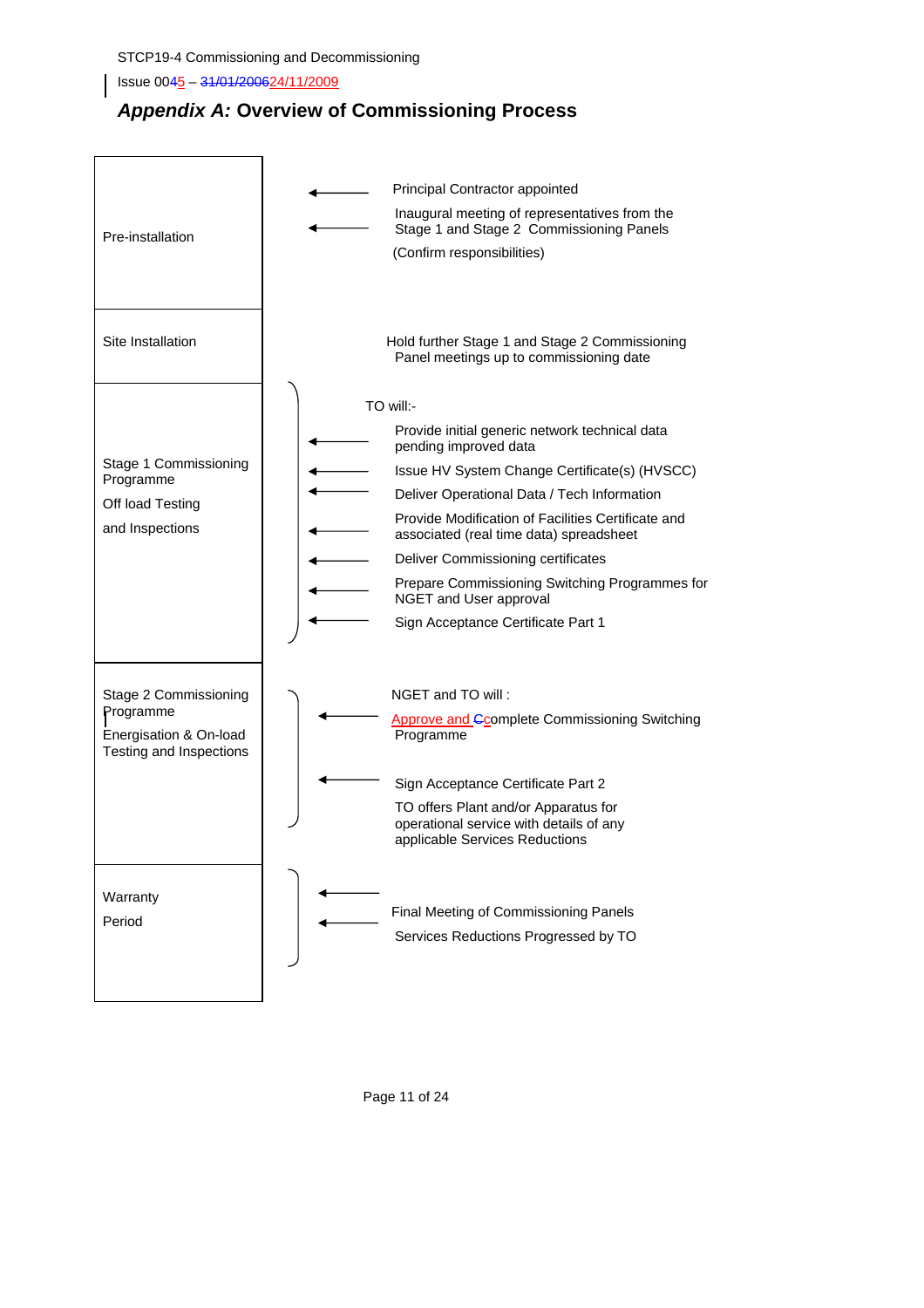## *Appendix A:* Overview of Commissioning Process

| Stage | Activities |
| --- | --- |
| Pre-installation | Principal Contractor appointed<br>Inaugural meeting of representatives from the Stage 1 and Stage 2 Commissioning Panels<br>(Confirm responsibilities) |
| Site Installation | Hold further Stage 1 and Stage 2 Commissioning Panel meetings up to commissioning date |
| Stage 1 Commissioning Programme<br>Off load Testing<br>and Inspections | TO will:-<br>Provide initial generic network technical data pending improved data<br>Issue HV System Change Certificate(s) (HVSCC)<br>Deliver Operational Data / Tech Information<br>Provide Modification of Facilities Certificate and associated (real time data) spreadsheet<br>Deliver Commissioning certificates<br>Prepare Commissioning Switching Programmes for NGET and User approval<br>Sign Acceptance Certificate Part 1 |
| Stage 2 Commissioning Programme<br>Energisation & On-load Testing and Inspections | NGET and TO will :<br>Approve and complete Commissioning Switching Programme<br>Sign Acceptance Certificate Part 2<br>TO offers Plant and/or Apparatus for operational service with details of any applicable Services Reductions |
| Warranty<br>Period | Final Meeting of Commissioning Panels<br>Services Reductions Progressed by TO |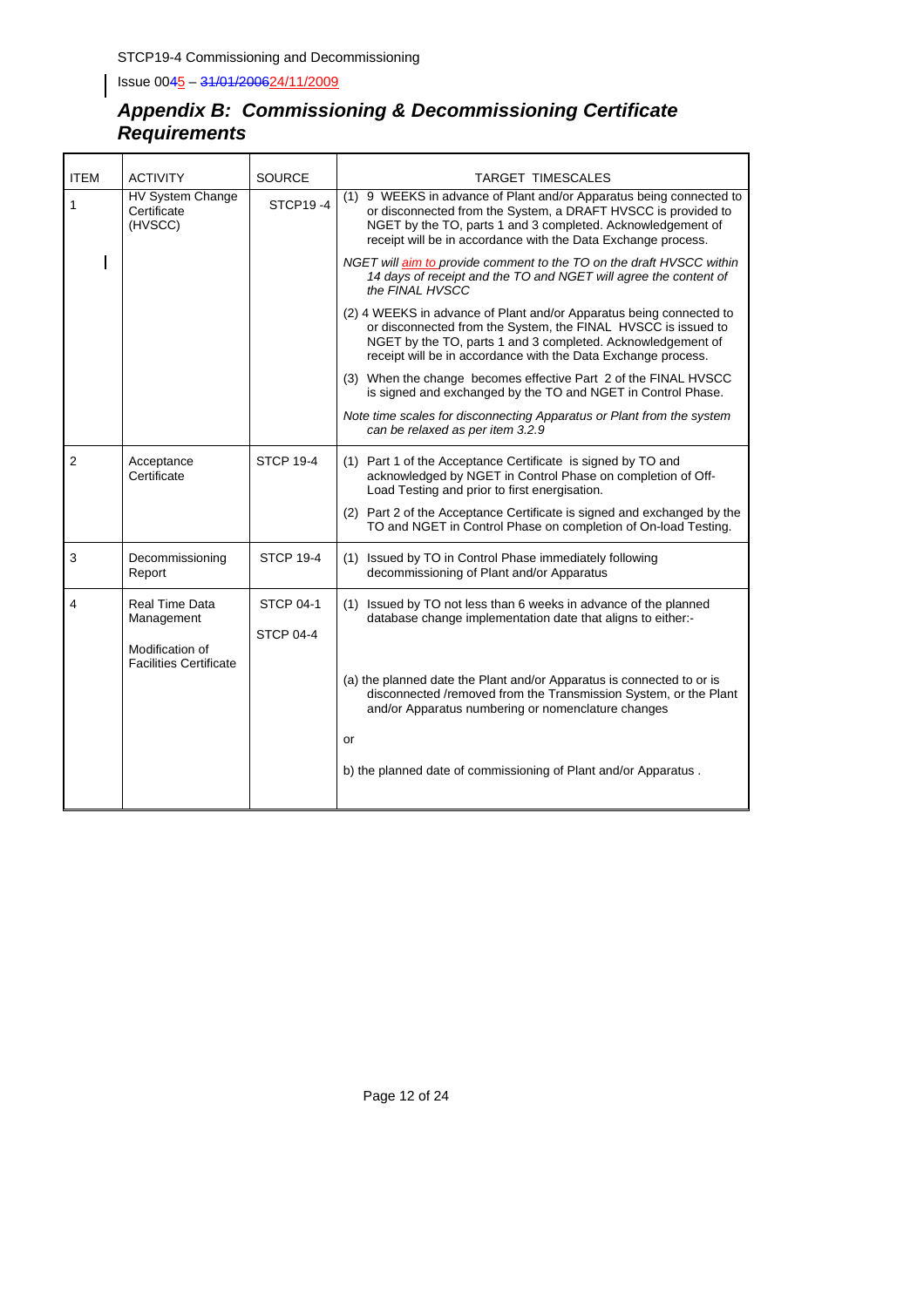## *Appendix B: Commissioning & Decommissioning Certificate Requirements*

| ITEM | ACTIVITY | SOURCE | TARGET TIMESCALES |
|---|---|---|---|
| 1 | HV System Change Certificate (HVSCC) | STCP19 -4 | (1) 9 WEEKS in advance of Plant and/or Apparatus being connected to or disconnected from the System, a DRAFT HVSCC is provided to NGET by the TO, parts 1 and 3 completed. Acknowledgement of receipt will be in accordance with the Data Exchange process.<br><br>*NGET will aim to provide comment to the TO on the draft HVSCC within 14 days of receipt and the TO and NGET will agree the content of the FINAL HVSCC*<br><br>(2) 4 WEEKS in advance of Plant and/or Apparatus being connected to or disconnected from the System, the FINAL HVSCC is issued to NGET by the TO, parts 1 and 3 completed. Acknowledgement of receipt will be in accordance with the Data Exchange process.<br><br>(3) When the change becomes effective Part 2 of the FINAL HVSCC is signed and exchanged by the TO and NGET in Control Phase.<br><br>*Note time scales for disconnecting Apparatus or Plant from the system can be relaxed as per item 3.2.9* |
| 2 | Acceptance Certificate | STCP 19-4 | (1) Part 1 of the Acceptance Certificate is signed by TO and acknowledged by NGET in Control Phase on completion of Off-Load Testing and prior to first energisation.<br><br>(2) Part 2 of the Acceptance Certificate is signed and exchanged by the TO and NGET in Control Phase on completion of On-load Testing. |
| 3 | Decommissioning Report | STCP 19-4 | (1) Issued by TO in Control Phase immediately following decommissioning of Plant and/or Apparatus |
| 4 | Real Time Data Management<br><br>Modification of Facilities Certificate | STCP 04-1<br><br>STCP 04-4 | (1) Issued by TO not less than 6 weeks in advance of the planned database change implementation date that aligns to either:-<br><br>(a) the planned date the Plant and/or Apparatus is connected to or is disconnected /removed from the Transmission System, or the Plant and/or Apparatus numbering or nomenclature changes<br><br>or<br><br>b) the planned date of commissioning of Plant and/or Apparatus . |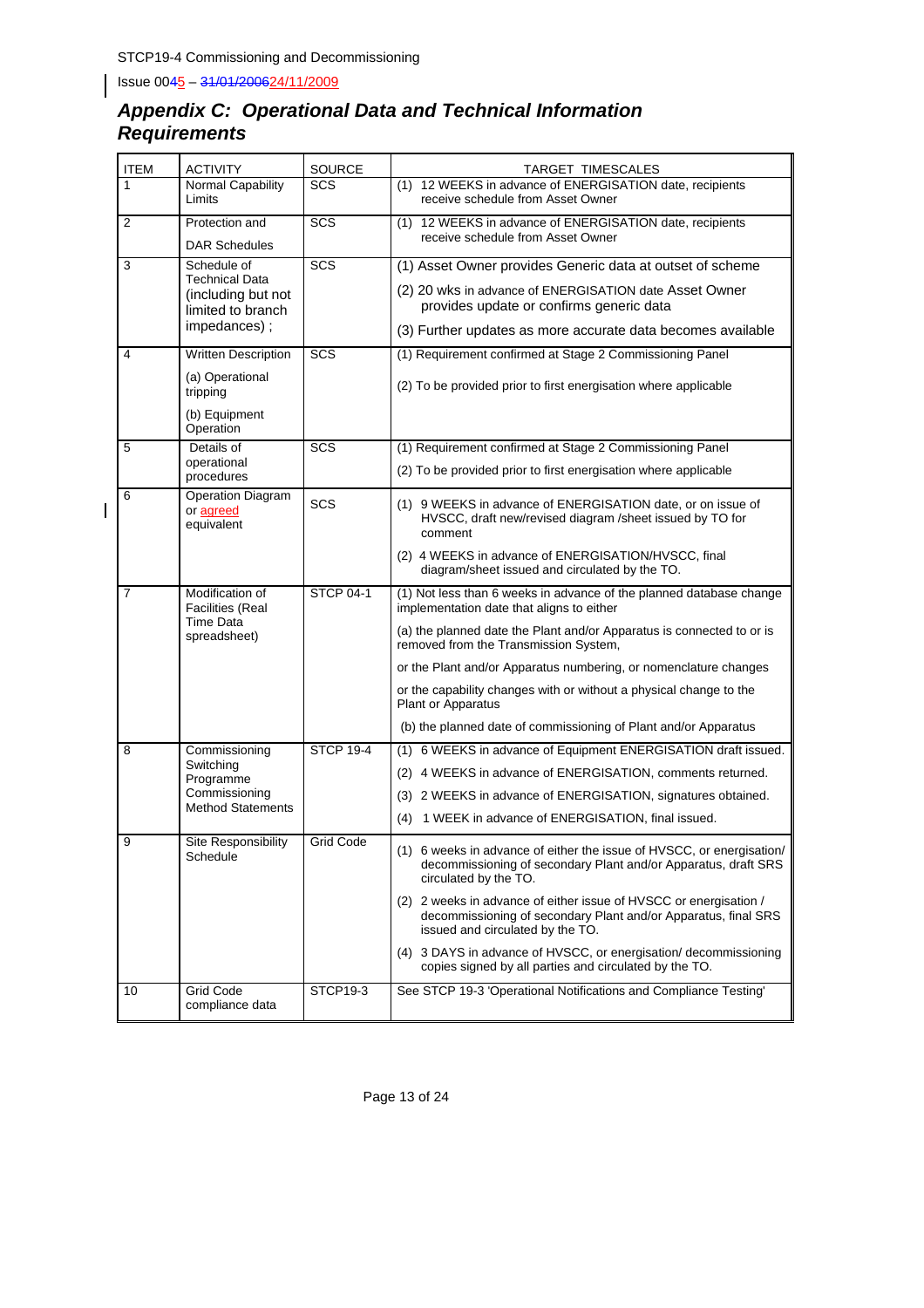## *Appendix C: Operational Data and Technical Information Requirements*

| ITEM | ACTIVITY | SOURCE | TARGET TIMESCALES |
|---|---|---|---|
| 1 | Normal Capability Limits | SCS | (1) 12 WEEKS in advance of ENERGISATION date, recipients receive schedule from Asset Owner |
| 2 | Protection and DAR Schedules | SCS | (1) 12 WEEKS in advance of ENERGISATION date, recipients receive schedule from Asset Owner |
| 3 | Schedule of Technical Data (including but not limited to branch impedances) ; | SCS | (1) Asset Owner provides Generic data at outset of scheme<br>(2) 20 wks in advance of ENERGISATION date Asset Owner provides update or confirms generic data<br>(3) Further updates as more accurate data becomes available |
| 4 | Written Description<br>(a) Operational tripping<br>(b) Equipment Operation | SCS | (1) Requirement confirmed at Stage 2 Commissioning Panel<br>(2) To be provided prior to first energisation where applicable |
| 5 | Details of operational procedures | SCS | (1) Requirement confirmed at Stage 2 Commissioning Panel<br>(2) To be provided prior to first energisation where applicable |
| 6 | Operation Diagram or agreed equivalent | SCS | (1) 9 WEEKS in advance of ENERGISATION date, or on issue of HVSCC, draft new/revised diagram /sheet issued by TO for comment<br>(2) 4 WEEKS in advance of ENERGISATION/HVSCC, final diagram/sheet issued and circulated by the TO. |
| 7 | Modification of Facilities (Real Time Data spreadsheet) | STCP 04-1 | (1) Not less than 6 weeks in advance of the planned database change implementation date that aligns to either<br>(a) the planned date the Plant and/or Apparatus is connected to or is removed from the Transmission System,<br>or the Plant and/or Apparatus numbering, or nomenclature changes<br>or the capability changes with or without a physical change to the Plant or Apparatus<br>(b) the planned date of commissioning of Plant and/or Apparatus |
| 8 | Commissioning Switching Programme Commissioning Method Statements | STCP 19-4 | (1) 6 WEEKS in advance of Equipment ENERGISATION draft issued.<br>(2) 4 WEEKS in advance of ENERGISATION, comments returned.<br>(3) 2 WEEKS in advance of ENERGISATION, signatures obtained.<br>(4) 1 WEEK in advance of ENERGISATION, final issued. |
| 9 | Site Responsibility Schedule | Grid Code | (1) 6 weeks in advance of either the issue of HVSCC, or energisation/ decommissioning of secondary Plant and/or Apparatus, draft SRS circulated by the TO.<br>(2) 2 weeks in advance of either issue of HVSCC or energisation / decommissioning of secondary Plant and/or Apparatus, final SRS issued and circulated by the TO.<br>(4) 3 DAYS in advance of HVSCC, or energisation/ decommissioning copies signed by all parties and circulated by the TO. |
| 10 | Grid Code compliance data | STCP19-3 | See STCP 19-3 'Operational Notifications and Compliance Testing' |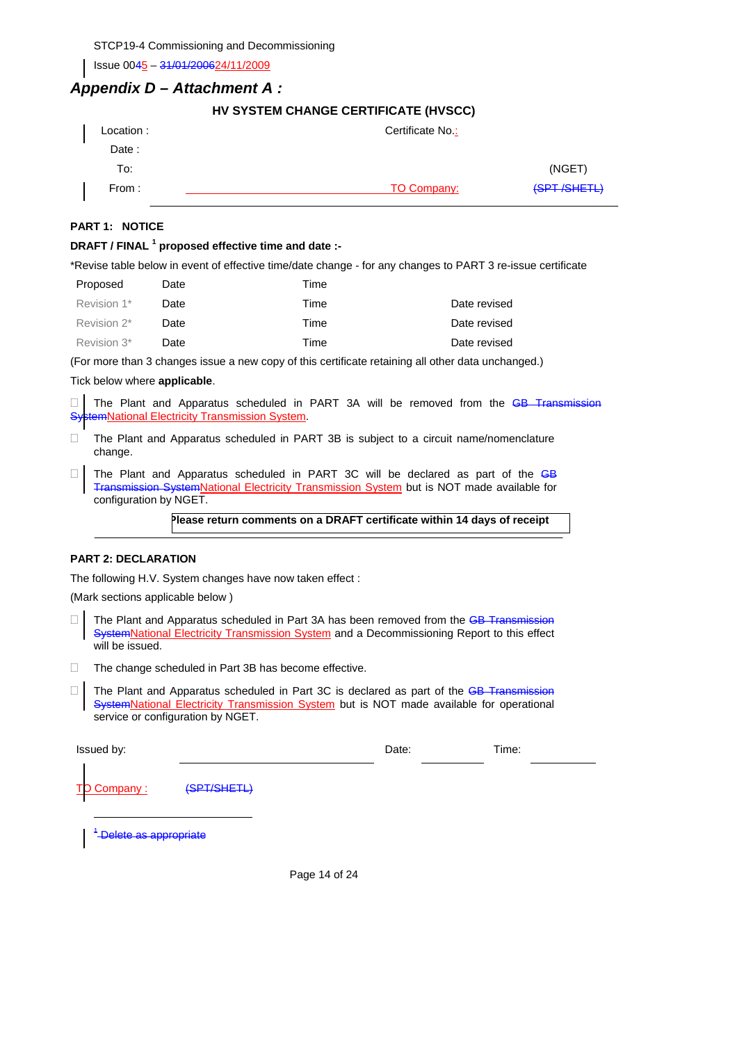STCP19-4 Commissioning and Decommissioning

Issue 0045 – 31/01/200624/11/2009

## *Appendix D – Attachment A :*

### HV SYSTEM CHANGE CERTIFICATE (HVSCC)

Location : Certificate No.:

Date :

To: (NGET)

From : TO Company: (SPT /SHETL)

**PART 1: NOTICE**

**DRAFT / FINAL [1] proposed effective time and date :-**

*Revise table below in event of effective time/date change - for any changes to PART 3 re-issue certificate

| Proposed | Date | Time | |
|---|---|---|---|
| Revision 1* | Date | Time | Date revised |
| Revision 2* | Date | Time | Date revised |
| Revision 3* | Date | Time | Date revised |

(For more than 3 changes issue a new copy of this certificate retaining all other data unchanged.)

Tick below where **applicable**.

- ☐ The Plant and Apparatus scheduled in PART 3A will be removed from the GB Transmission SystemNational Electricity Transmission System.
- ☐ The Plant and Apparatus scheduled in PART 3B is subject to a circuit name/nomenclature change.
- ☐ The Plant and Apparatus scheduled in PART 3C will be declared as part of the GB Transmission SystemNational Electricity Transmission System but is NOT made available for configuration by NGET.

**Please return comments on a DRAFT certificate within 14 days of receipt**

**PART 2: DECLARATION**

The following H.V. System changes have now taken effect :

(Mark sections applicable below )

- ☐ The Plant and Apparatus scheduled in Part 3A has been removed from the GB Transmission SystemNational Electricity Transmission System and a Decommissioning Report to this effect will be issued.
- ☐ The change scheduled in Part 3B has become effective.
- ☐ The Plant and Apparatus scheduled in Part 3C is declared as part of the GB Transmission SystemNational Electricity Transmission System but is NOT made available for operational service or configuration by NGET.

Issued by: ______________________ Date: __________ Time: __________

TO Company : (SPT/SHETL)

[1] Delete as appropriate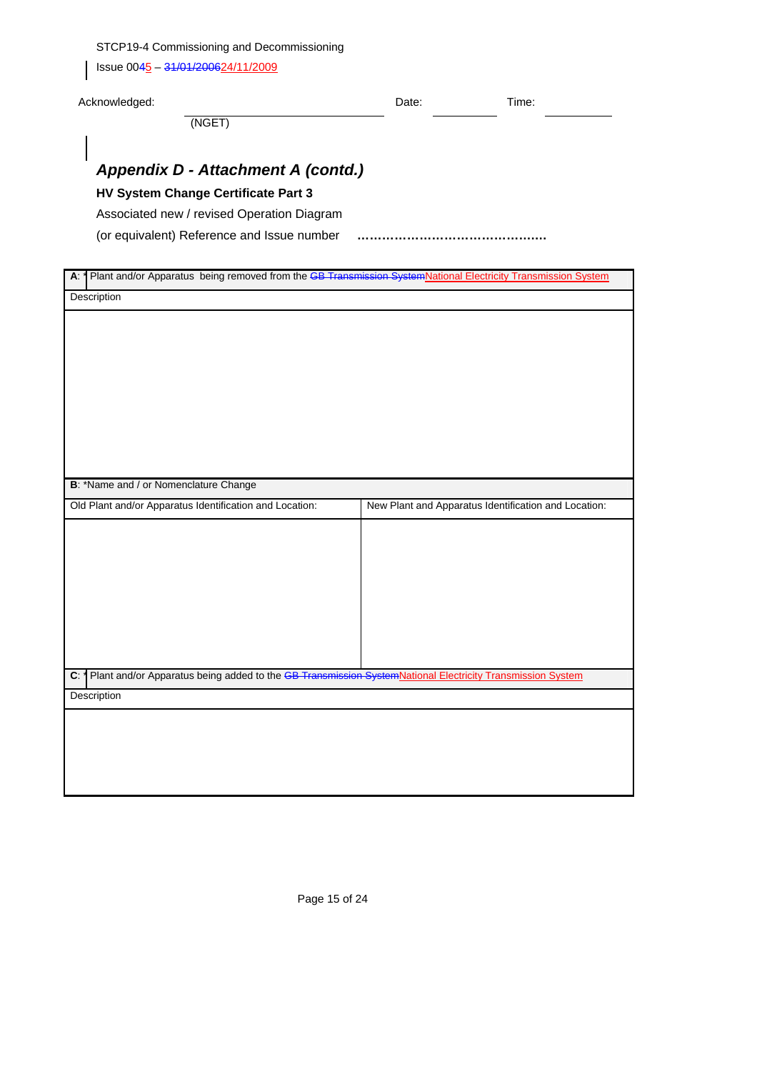Acknowledged: ____________________ Date: __________ Time: __________
(NGET)

## *Appendix D - Attachment A (contd.)*

**HV System Change Certificate Part 3**

Associated new / revised Operation Diagram
(or equivalent) Reference and Issue number ……………………………………….

| **A**: * Plant and/or Apparatus being removed from the ~~GB Transmission System~~National Electricity Transmission System | |
|---|---|
| Description | |
| | |
| **B**: *Name and / or Nomenclature Change | |
| Old Plant and/or Apparatus Identification and Location: | New Plant and Apparatus Identification and Location: |
| | |
| **C**: * Plant and/or Apparatus being added to the ~~GB Transmission System~~National Electricity Transmission System | |
| Description | |
| | |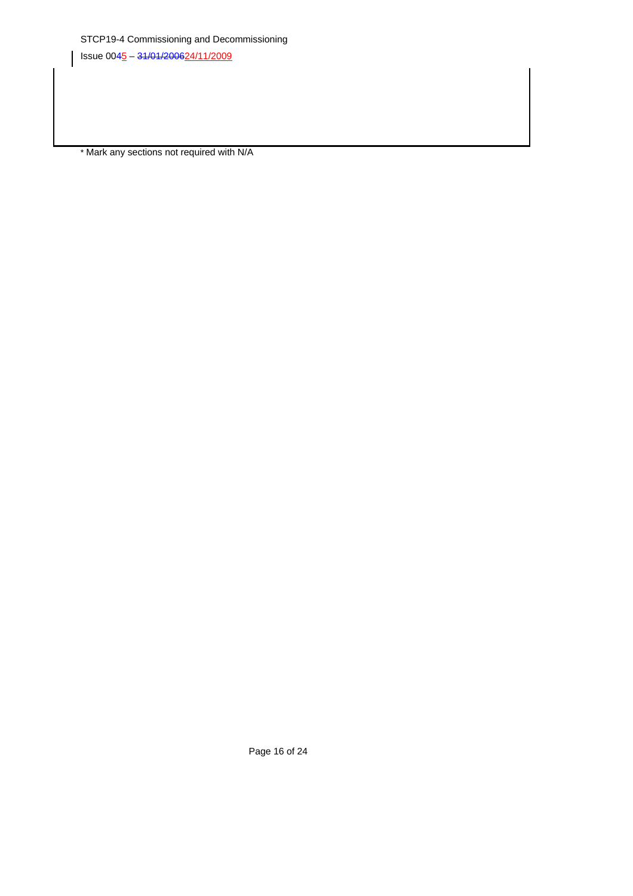* Mark any sections not required with N/A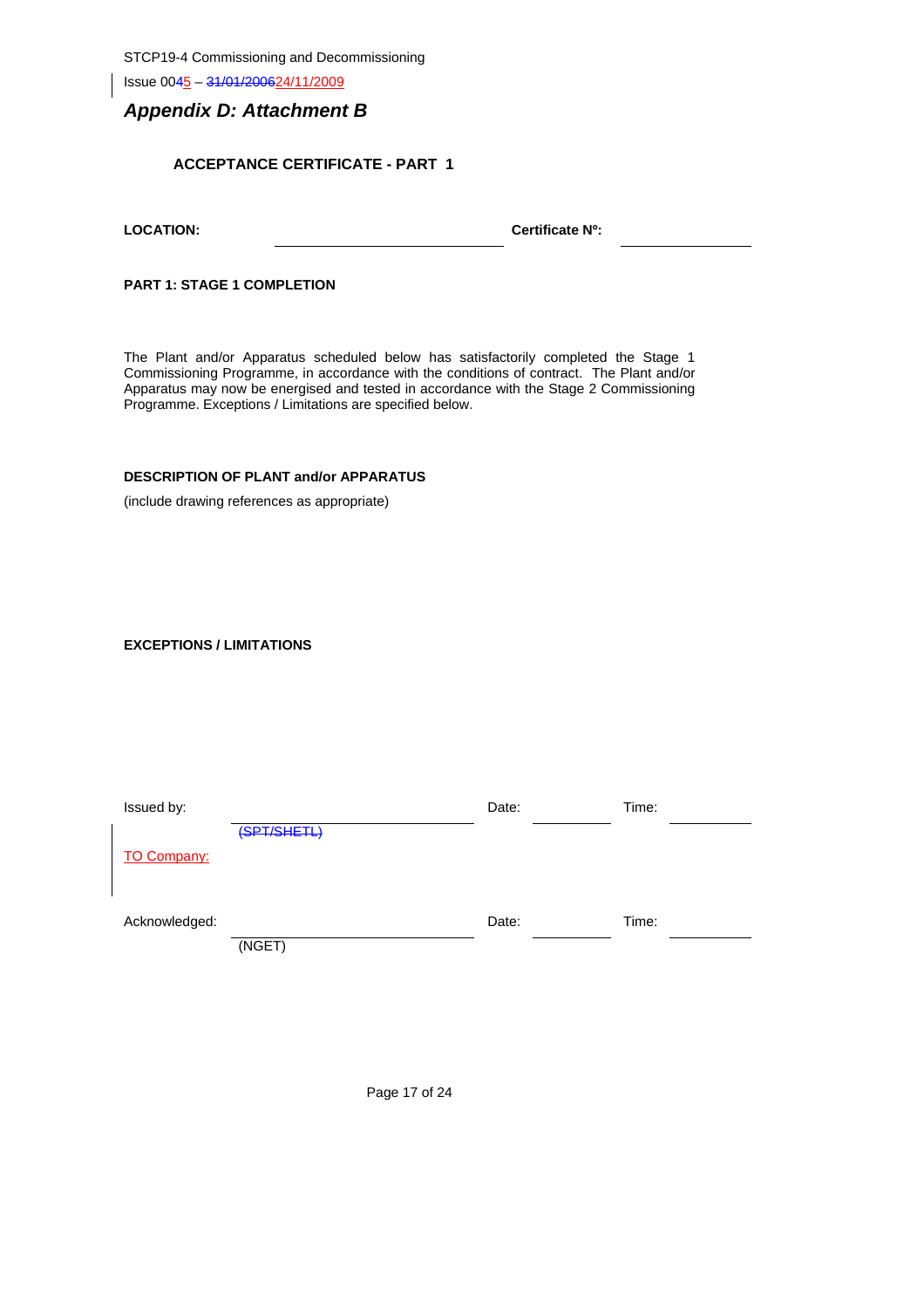## *Appendix D: Attachment B*

**ACCEPTANCE CERTIFICATE - PART 1**

**LOCATION:** ______________________ **Certificate Nº:** ______________

**PART 1: STAGE 1 COMPLETION**

The Plant and/or Apparatus scheduled below has satisfactorily completed the Stage 1 Commissioning Programme, in accordance with the conditions of contract. The Plant and/or Apparatus may now be energised and tested in accordance with the Stage 2 Commissioning Programme. Exceptions / Limitations are specified below.

**DESCRIPTION OF PLANT and/or APPARATUS**

(include drawing references as appropriate)

**EXCEPTIONS / LIMITATIONS**

Issued by: ______________________ Date: __________ Time: __________

~~(SPT/SHETL)~~

TO Company:

Acknowledged: ______________________ Date: __________ Time: __________

(NGET)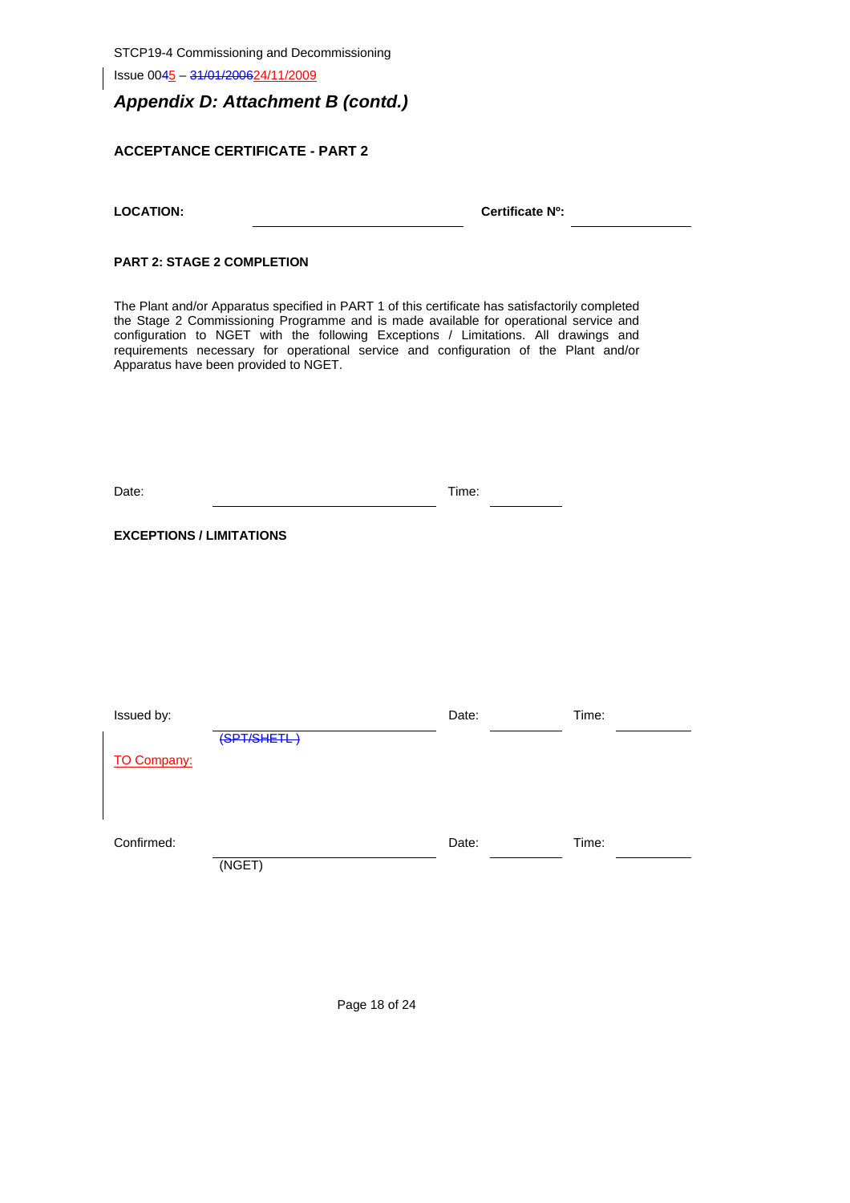## *Appendix D: Attachment B (contd.)*

**ACCEPTANCE CERTIFICATE - PART 2**

**LOCATION:** ____________________ **Certificate Nº:** ____________

**PART 2: STAGE 2 COMPLETION**

The Plant and/or Apparatus specified in PART 1 of this certificate has satisfactorily completed the Stage 2 Commissioning Programme and is made available for operational service and configuration to NGET with the following Exceptions / Limitations. All drawings and requirements necessary for operational service and configuration of the Plant and/or Apparatus have been provided to NGET.

Date: ____________________ Time: __________

**EXCEPTIONS / LIMITATIONS**

Issued by: ____________________ Date: __________ Time: __________

~~(SPT/SHETL )~~

TO Company:

Confirmed: ____________________ Date: __________ Time: __________

(NGET)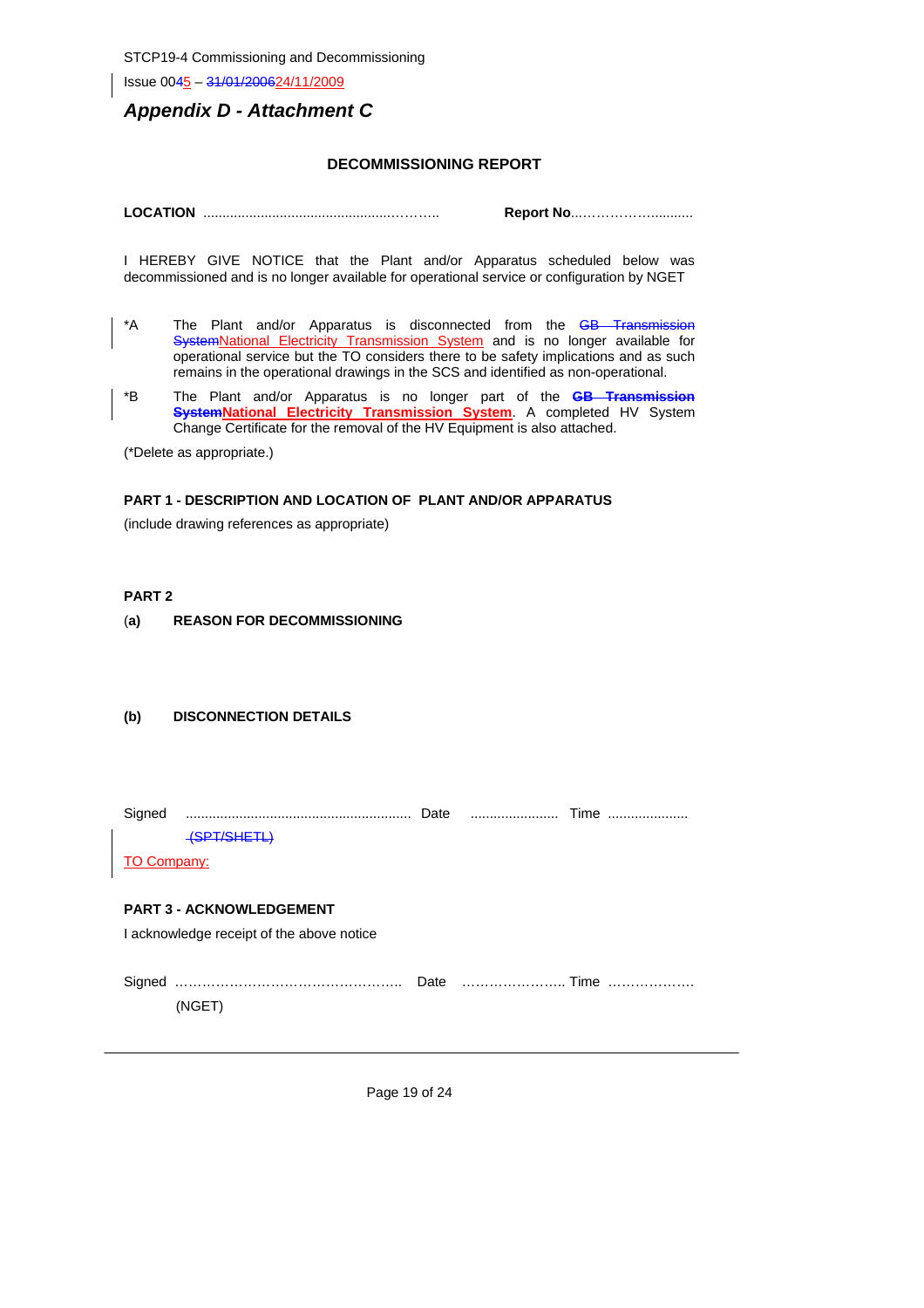Issue 0045 – 31/01/200624/11/2009

## *Appendix D - Attachment C*

### DECOMMISSIONING REPORT

**LOCATION** ..............................................……….. **Report No**...……………..........

I HEREBY GIVE NOTICE that the Plant and/or Apparatus scheduled below was decommissioned and is no longer available for operational service or configuration by NGET

*A The Plant and/or Apparatus is disconnected from the GB Transmission SystemNational Electricity Transmission System and is no longer available for operational service but the TO considers there to be safety implications and as such remains in the operational drawings in the SCS and identified as non-operational.

*B The Plant and/or Apparatus is no longer part of the **GB Transmission SystemNational Electricity Transmission System**. A completed HV System Change Certificate for the removal of the HV Equipment is also attached.

(*Delete as appropriate.)

**PART 1 - DESCRIPTION AND LOCATION OF PLANT AND/OR APPARATUS**

(include drawing references as appropriate)

**PART 2**

**(a) REASON FOR DECOMMISSIONING**

**(b) DISCONNECTION DETAILS**

Signed ........................................................... Date ....................... Time .....................

(SPT/SHETL)

TO Company:

**PART 3 - ACKNOWLEDGEMENT**

I acknowledge receipt of the above notice

Signed ………………………………………….. Date ………………….. Time ……………….

(NGET)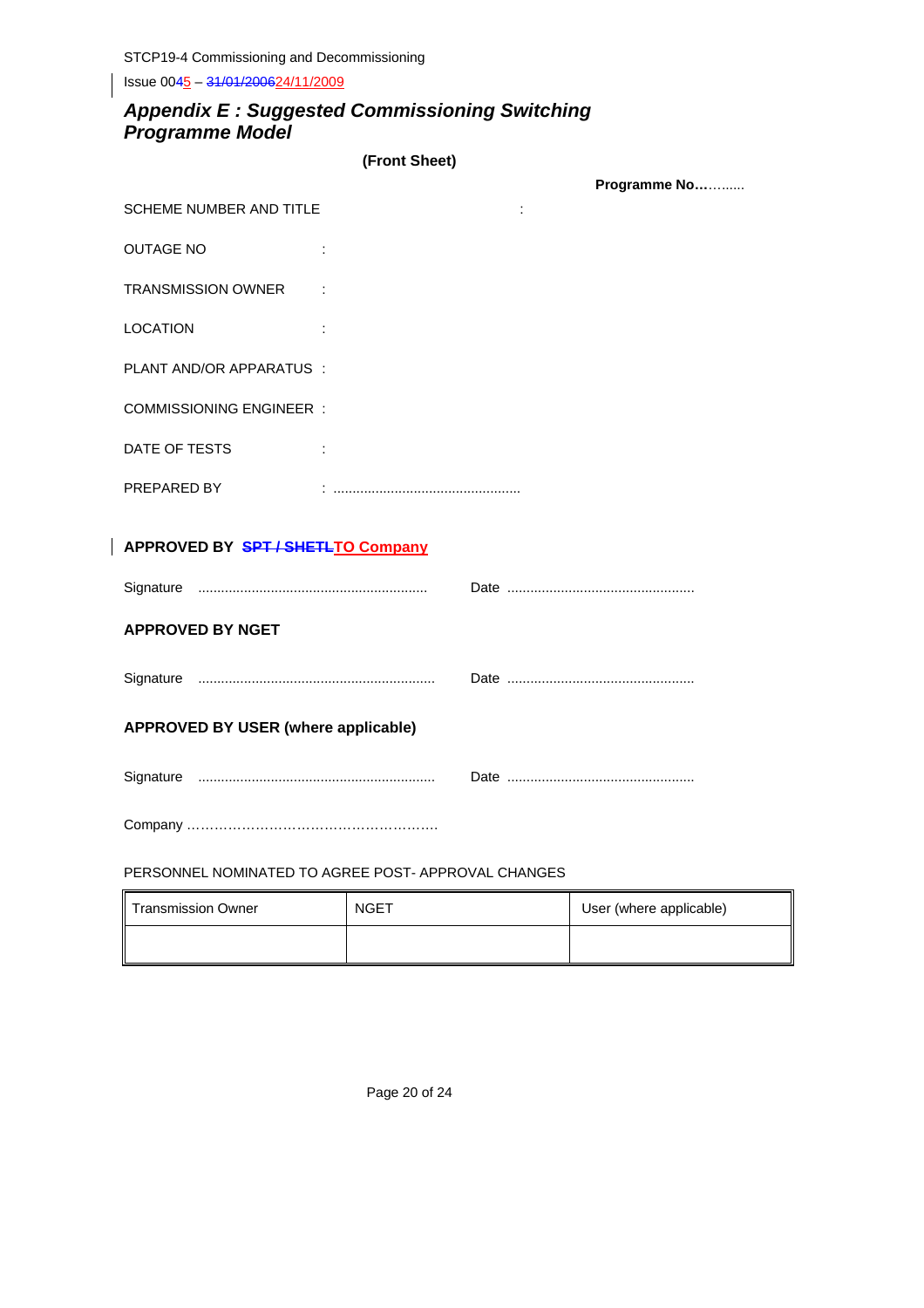# Appendix E : Suggested Commissioning Switching Programme Model

**(Front Sheet)**

**Programme No…**…......

SCHEME NUMBER AND TITLE :

OUTAGE NO :

TRANSMISSION OWNER :

LOCATION :

PLANT AND/OR APPARATUS :

COMMISSIONING ENGINEER :

DATE OF TESTS :

PREPARED BY : .................................................

**APPROVED BY ~~SPT / SHETL~~TO Company**

Signature ........................................................... Date .................................................

**APPROVED BY NGET**

Signature ............................................................. Date .................................................

**APPROVED BY USER (where applicable)**

Signature ............................................................. Date .................................................

Company ……………………………………………….

PERSONNEL NOMINATED TO AGREE POST- APPROVAL CHANGES

| Transmission Owner | NGET | User (where applicable) |
|---|---|---|
| | | |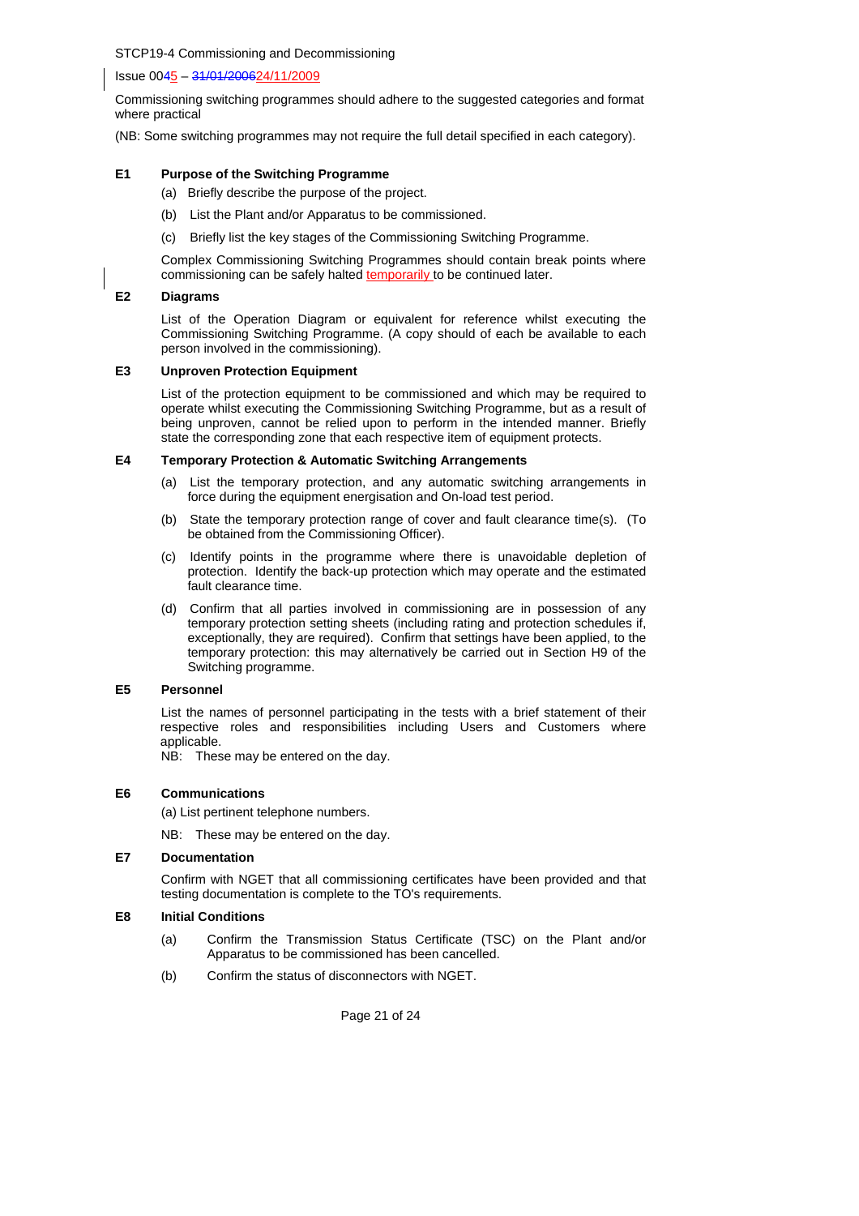Commissioning switching programmes should adhere to the suggested categories and format where practical

(NB: Some switching programmes may not require the full detail specified in each category).

### E1 Purpose of the Switching Programme

(a) Briefly describe the purpose of the project.

(b) List the Plant and/or Apparatus to be commissioned.

(c) Briefly list the key stages of the Commissioning Switching Programme.

Complex Commissioning Switching Programmes should contain break points where commissioning can be safely halted temporarily to be continued later.

### E2 Diagrams

List of the Operation Diagram or equivalent for reference whilst executing the Commissioning Switching Programme. (A copy should of each be available to each person involved in the commissioning).

### E3 Unproven Protection Equipment

List of the protection equipment to be commissioned and which may be required to operate whilst executing the Commissioning Switching Programme, but as a result of being unproven, cannot be relied upon to perform in the intended manner. Briefly state the corresponding zone that each respective item of equipment protects.

### E4 Temporary Protection & Automatic Switching Arrangements

(a) List the temporary protection, and any automatic switching arrangements in force during the equipment energisation and On-load test period.

(b) State the temporary protection range of cover and fault clearance time(s). (To be obtained from the Commissioning Officer).

(c) Identify points in the programme where there is unavoidable depletion of protection. Identify the back-up protection which may operate and the estimated fault clearance time.

(d) Confirm that all parties involved in commissioning are in possession of any temporary protection setting sheets (including rating and protection schedules if, exceptionally, they are required). Confirm that settings have been applied, to the temporary protection: this may alternatively be carried out in Section H9 of the Switching programme.

### E5 Personnel

List the names of personnel participating in the tests with a brief statement of their respective roles and responsibilities including Users and Customers where applicable.
NB: These may be entered on the day.

### E6 Communications

(a) List pertinent telephone numbers.

NB: These may be entered on the day.

### E7 Documentation

Confirm with NGET that all commissioning certificates have been provided and that testing documentation is complete to the TO's requirements.

### E8 Initial Conditions

(a) Confirm the Transmission Status Certificate (TSC) on the Plant and/or Apparatus to be commissioned has been cancelled.

(b) Confirm the status of disconnectors with NGET.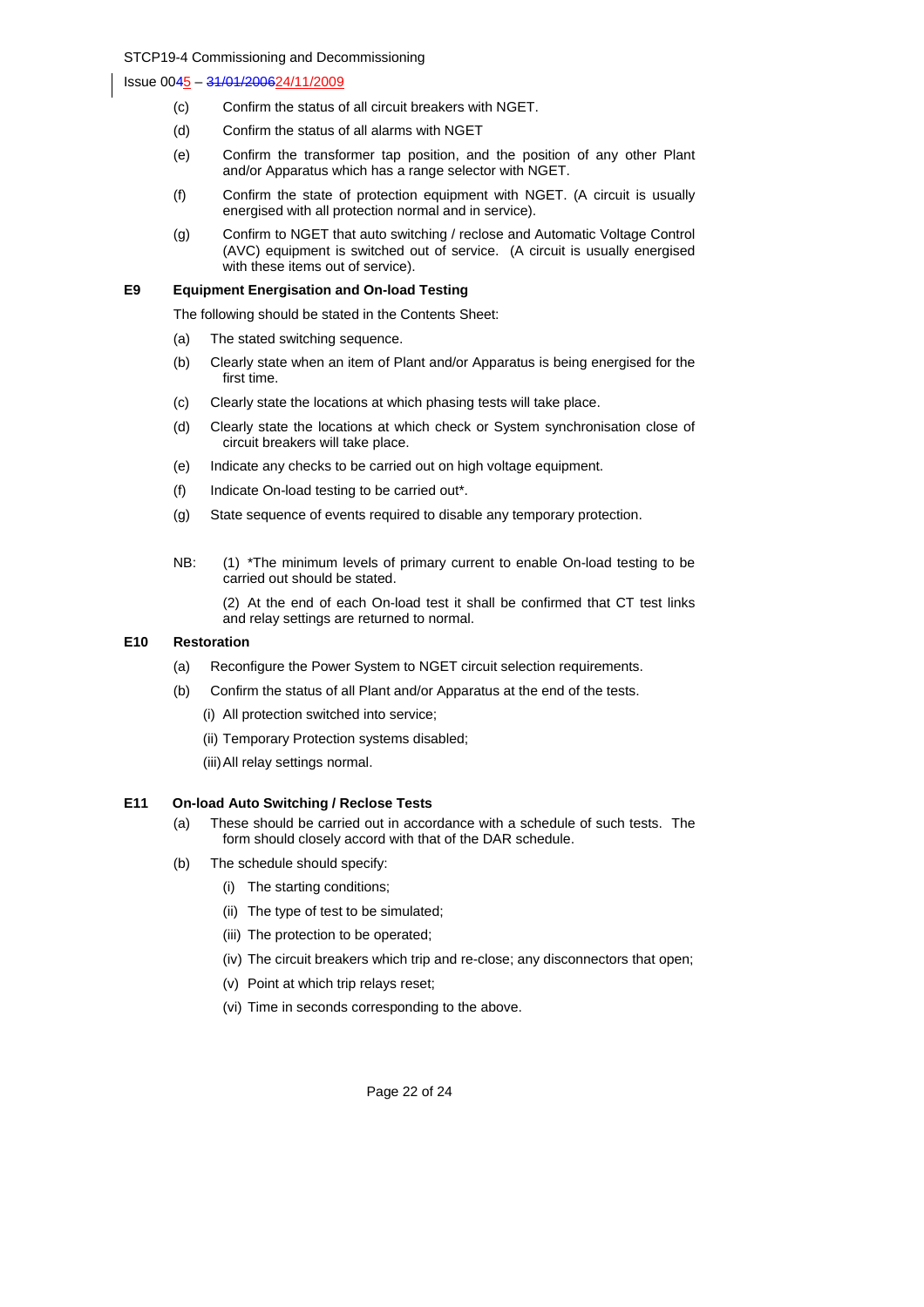(c) Confirm the status of all circuit breakers with NGET.

(d) Confirm the status of all alarms with NGET

(e) Confirm the transformer tap position, and the position of any other Plant and/or Apparatus which has a range selector with NGET.

(f) Confirm the state of protection equipment with NGET. (A circuit is usually energised with all protection normal and in service).

(g) Confirm to NGET that auto switching / reclose and Automatic Voltage Control (AVC) equipment is switched out of service. (A circuit is usually energised with these items out of service).

**E9 Equipment Energisation and On-load Testing**

The following should be stated in the Contents Sheet:

(a) The stated switching sequence.

(b) Clearly state when an item of Plant and/or Apparatus is being energised for the first time.

(c) Clearly state the locations at which phasing tests will take place.

(d) Clearly state the locations at which check or System synchronisation close of circuit breakers will take place.

(e) Indicate any checks to be carried out on high voltage equipment.

(f) Indicate On-load testing to be carried out*.

(g) State sequence of events required to disable any temporary protection.

NB: (1) *The minimum levels of primary current to enable On-load testing to be carried out should be stated.

(2) At the end of each On-load test it shall be confirmed that CT test links and relay settings are returned to normal.

**E10 Restoration**

(a) Reconfigure the Power System to NGET circuit selection requirements.

(b) Confirm the status of all Plant and/or Apparatus at the end of the tests.

(i) All protection switched into service;

(ii) Temporary Protection systems disabled;

(iii) All relay settings normal.

**E11 On-load Auto Switching / Reclose Tests**

(a) These should be carried out in accordance with a schedule of such tests. The form should closely accord with that of the DAR schedule.

(b) The schedule should specify:

(i) The starting conditions;

(ii) The type of test to be simulated;

(iii) The protection to be operated;

(iv) The circuit breakers which trip and re-close; any disconnectors that open;

(v) Point at which trip relays reset;

(vi) Time in seconds corresponding to the above.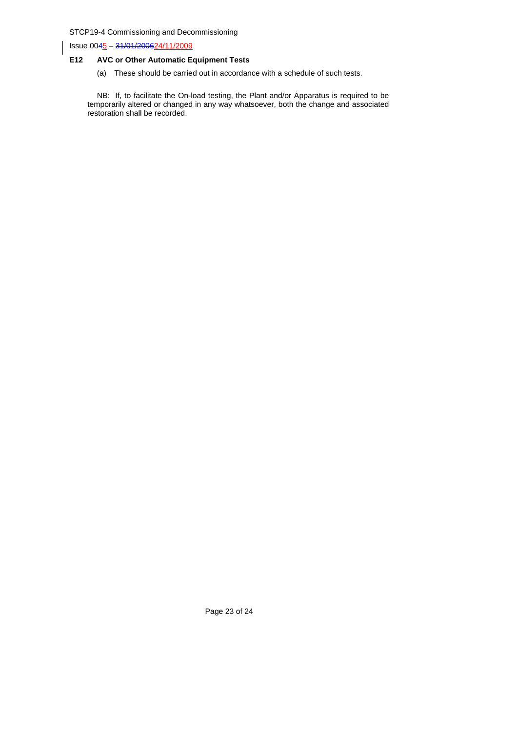### E12 AVC or Other Automatic Equipment Tests

(a) These should be carried out in accordance with a schedule of such tests.

NB: If, to facilitate the On-load testing, the Plant and/or Apparatus is required to be temporarily altered or changed in any way whatsoever, both the change and associated restoration shall be recorded.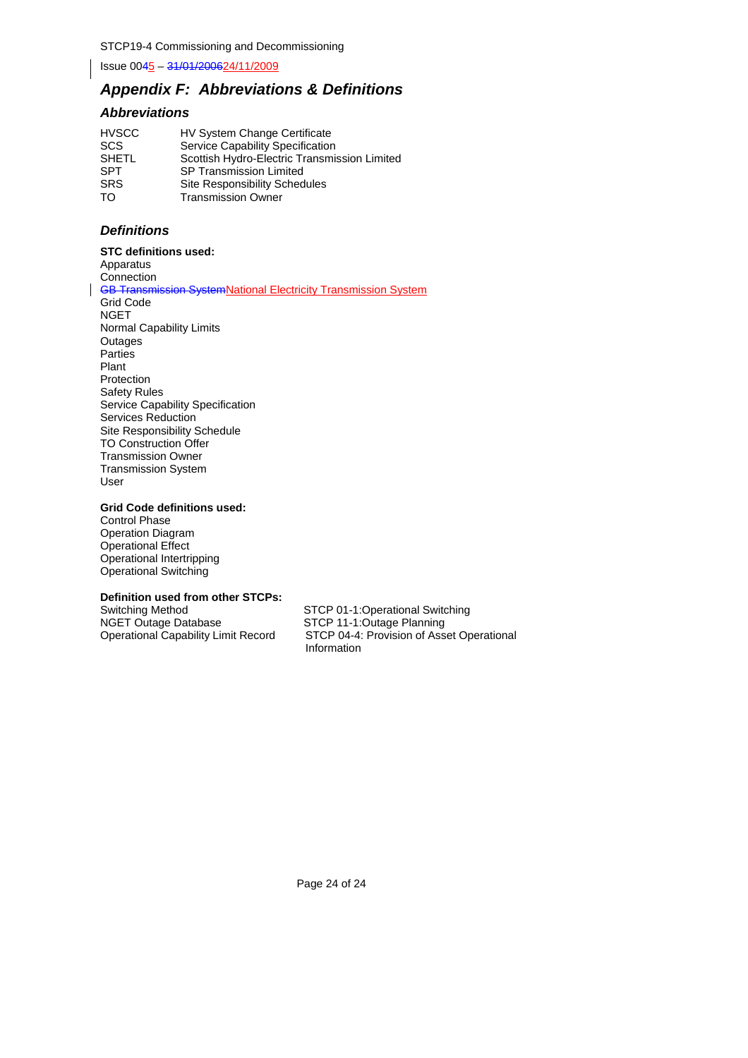## Appendix F: Abbreviations & Definitions

### Abbreviations

| | |
|---|---|
| HVSCC | HV System Change Certificate |
| SCS | Service Capability Specification |
| SHETL | Scottish Hydro-Electric Transmission Limited |
| SPT | SP Transmission Limited |
| SRS | Site Responsibility Schedules |
| TO | Transmission Owner |

### Definitions

**STC definitions used:**

Apparatus
Connection
~~GB Transmission System~~National Electricity Transmission System
Grid Code
NGET
Normal Capability Limits
Outages
Parties
Plant
Protection
Safety Rules
Service Capability Specification
Services Reduction
Site Responsibility Schedule
TO Construction Offer
Transmission Owner
Transmission System
User

**Grid Code definitions used:**

Control Phase
Operation Diagram
Operational Effect
Operational Intertripping
Operational Switching

**Definition used from other STCPs:**

| | |
|---|---|
| Switching Method | STCP 01-1:Operational Switching |
| NGET Outage Database | STCP 11-1:Outage Planning |
| Operational Capability Limit Record | STCP 04-4: Provision of Asset Operational Information |